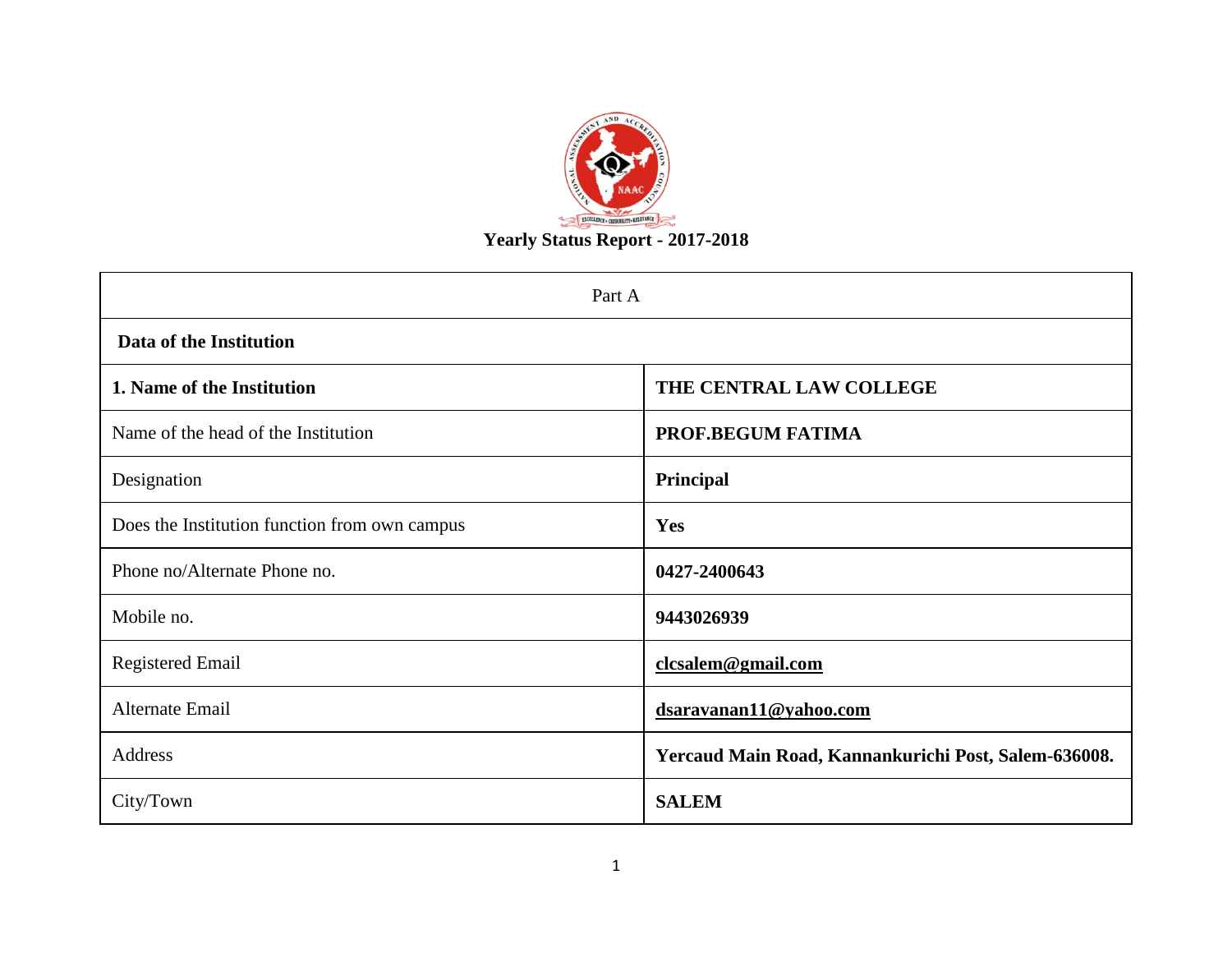# Yearly Status Report - 2017-2018

| Part A | |
|---|---|
| **Data of the Institution** | |
| **1. Name of the Institution** | **THE CENTRAL LAW COLLEGE** |
| Name of the head of the Institution | **PROF.BEGUM FATIMA** |
| Designation | **Principal** |
| Does the Institution function from own campus | **Yes** |
| Phone no/Alternate Phone no. | **0427-2400643** |
| Mobile no. | **9443026939** |
| Registered Email | **clcsalem@gmail.com** |
| Alternate Email | **dsaravanan11@yahoo.com** |
| Address | **Yercaud Main Road, Kannankurichi Post, Salem-636008.** |
| City/Town | **SALEM** |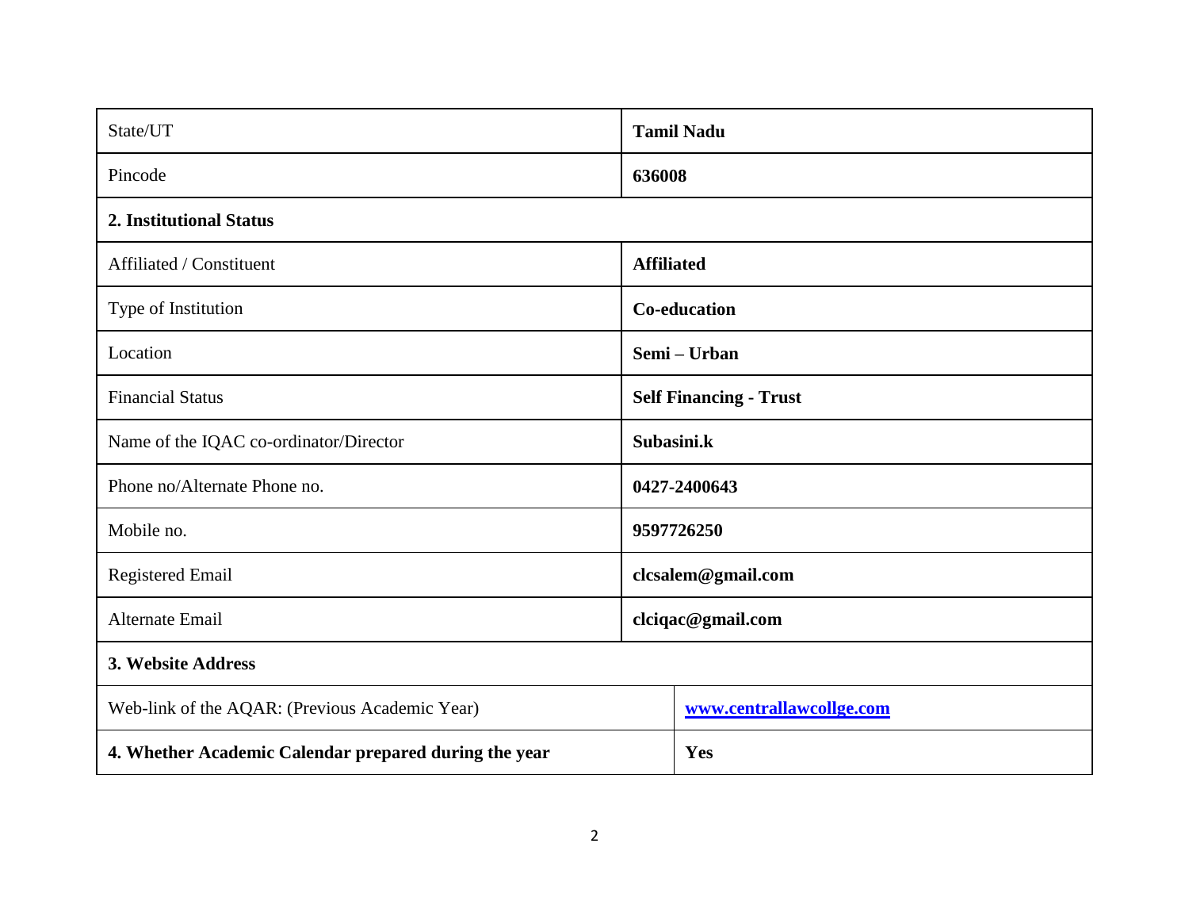| State/UT | **Tamil Nadu** |
|---|---|
| Pincode | **636008** |
| **2. Institutional Status** | |
| Affiliated / Constituent | **Affiliated** |
| Type of Institution | **Co-education** |
| Location | **Semi – Urban** |
| Financial Status | **Self Financing - Trust** |
| Name of the IQAC co-ordinator/Director | **Subasini.k** |
| Phone no/Alternate Phone no. | **0427-2400643** |
| Mobile no. | **9597726250** |
| Registered Email | **clcsalem@gmail.com** |
| Alternate Email | **clciqac@gmail.com** |
| **3. Website Address** | |
| Web-link of the AQAR: (Previous Academic Year) | **www.centrallawcollge.com** |
| **4. Whether Academic Calendar prepared during the year** | **Yes** |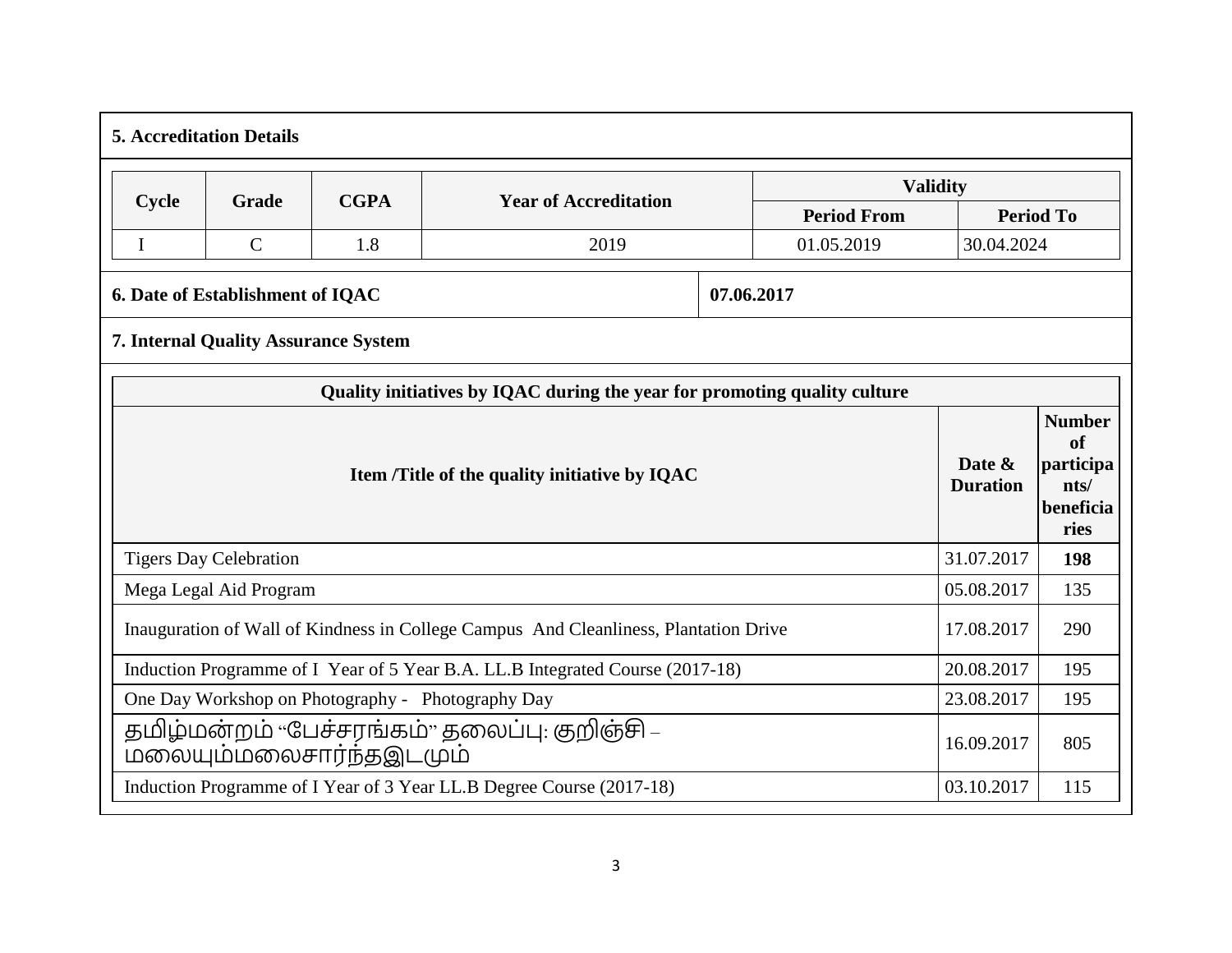**5. Accreditation Details**

| Cycle | Grade | CGPA | Year of Accreditation | Validity | |
|---|---|---|---|---|---|
| | | | | Period From | Period To |
| I | C | 1.8 | 2019 | 01.05.2019 | 30.04.2024 |

| **6. Date of Establishment of IQAC** | **07.06.2017** |
|---|---|

**7. Internal Quality Assurance System**

| Quality initiatives by IQAC during the year for promoting quality culture | | |
|---|---|---|
| **Item /Title of the quality initiative by IQAC** | **Date & Duration** | **Number of participants/ beneficiaries** |
| Tigers Day Celebration | 31.07.2017 | **198** |
| Mega Legal Aid Program | 05.08.2017 | 135 |
| Inauguration of Wall of Kindness in College Campus And Cleanliness, Plantation Drive | 17.08.2017 | 290 |
| Induction Programme of I Year of 5 Year B.A. LL.B Integrated Course (2017-18) | 20.08.2017 | 195 |
| One Day Workshop on Photography - Photography Day | 23.08.2017 | 195 |
| தமிழ்மன்றம் "பேச்சரங்கம்" தலைப்பு: குறிஞ்சி – மலையும்மலைசார்ந்தஇடமும் | 16.09.2017 | 805 |
| Induction Programme of I Year of 3 Year LL.B Degree Course (2017-18) | 03.10.2017 | 115 |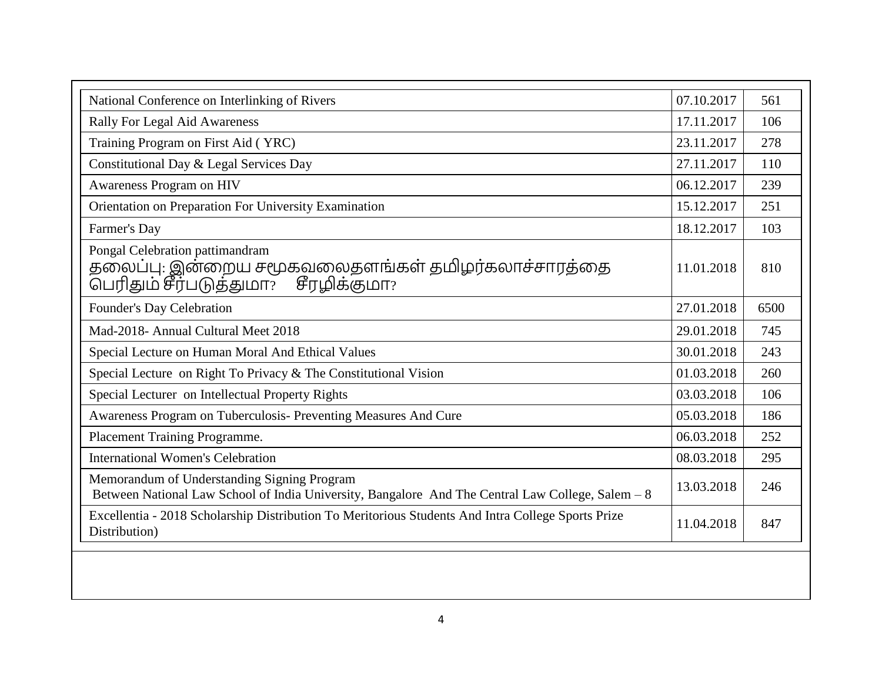| | | |
|---|---|---|
| National Conference on Interlinking of Rivers | 07.10.2017 | 561 |
| Rally For Legal Aid Awareness | 17.11.2017 | 106 |
| Training Program on First Aid ( YRC) | 23.11.2017 | 278 |
| Constitutional Day & Legal Services Day | 27.11.2017 | 110 |
| Awareness Program on HIV | 06.12.2017 | 239 |
| Orientation on Preparation For University Examination | 15.12.2017 | 251 |
| Farmer's Day | 18.12.2017 | 103 |
| Pongal Celebration pattimandram<br>தலைப்பு: இன்றைய சமூகவலைதளங்கள் தமிழர்கலாச்சாரத்தை பெரிதும் சீர்படுத்துமா? சீரழிக்குமா? | 11.01.2018 | 810 |
| Founder's Day Celebration | 27.01.2018 | 6500 |
| Mad-2018- Annual Cultural Meet 2018 | 29.01.2018 | 745 |
| Special Lecture on Human Moral And Ethical Values | 30.01.2018 | 243 |
| Special Lecture on Right To Privacy & The Constitutional Vision | 01.03.2018 | 260 |
| Special Lecturer on Intellectual Property Rights | 03.03.2018 | 106 |
| Awareness Program on Tuberculosis- Preventing Measures And Cure | 05.03.2018 | 186 |
| Placement Training Programme. | 06.03.2018 | 252 |
| International Women's Celebration | 08.03.2018 | 295 |
| Memorandum of Understanding Signing Program<br>Between National Law School of India University, Bangalore And The Central Law College, Salem – 8 | 13.03.2018 | 246 |
| Excellentia - 2018 Scholarship Distribution To Meritorious Students And Intra College Sports Prize Distribution) | 11.04.2018 | 847 |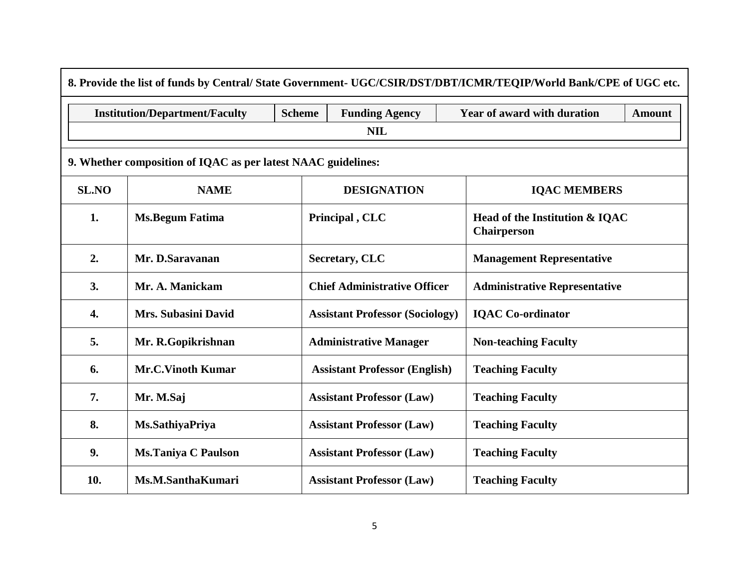**8. Provide the list of funds by Central/ State Government- UGC/CSIR/DST/DBT/ICMR/TEQIP/World Bank/CPE of UGC etc.**

| Institution/Department/Faculty | Scheme | Funding Agency | Year of award with duration | Amount |
|---|---|---|---|---|
| NIL | | | | |

**9. Whether composition of IQAC as per latest NAAC guidelines:**

| SL.NO | NAME | DESIGNATION | IQAC MEMBERS |
|---|---|---|---|
| 1. | Ms.Begum Fatima | Principal , CLC | Head of the Institution & IQAC Chairperson |
| 2. | Mr. D.Saravanan | Secretary, CLC | Management Representative |
| 3. | Mr. A. Manickam | Chief Administrative Officer | Administrative Representative |
| 4. | Mrs. Subasini David | Assistant Professor (Sociology) | IQAC Co-ordinator |
| 5. | Mr. R.Gopikrishnan | Administrative Manager | Non-teaching Faculty |
| 6. | Mr.C.Vinoth Kumar | Assistant Professor (English) | Teaching Faculty |
| 7. | Mr. M.Saj | Assistant Professor (Law) | Teaching Faculty |
| 8. | Ms.SathiyaPriya | Assistant Professor (Law) | Teaching Faculty |
| 9. | Ms.Taniya C Paulson | Assistant Professor (Law) | Teaching Faculty |
| 10. | Ms.M.SanthaKumari | Assistant Professor (Law) | Teaching Faculty |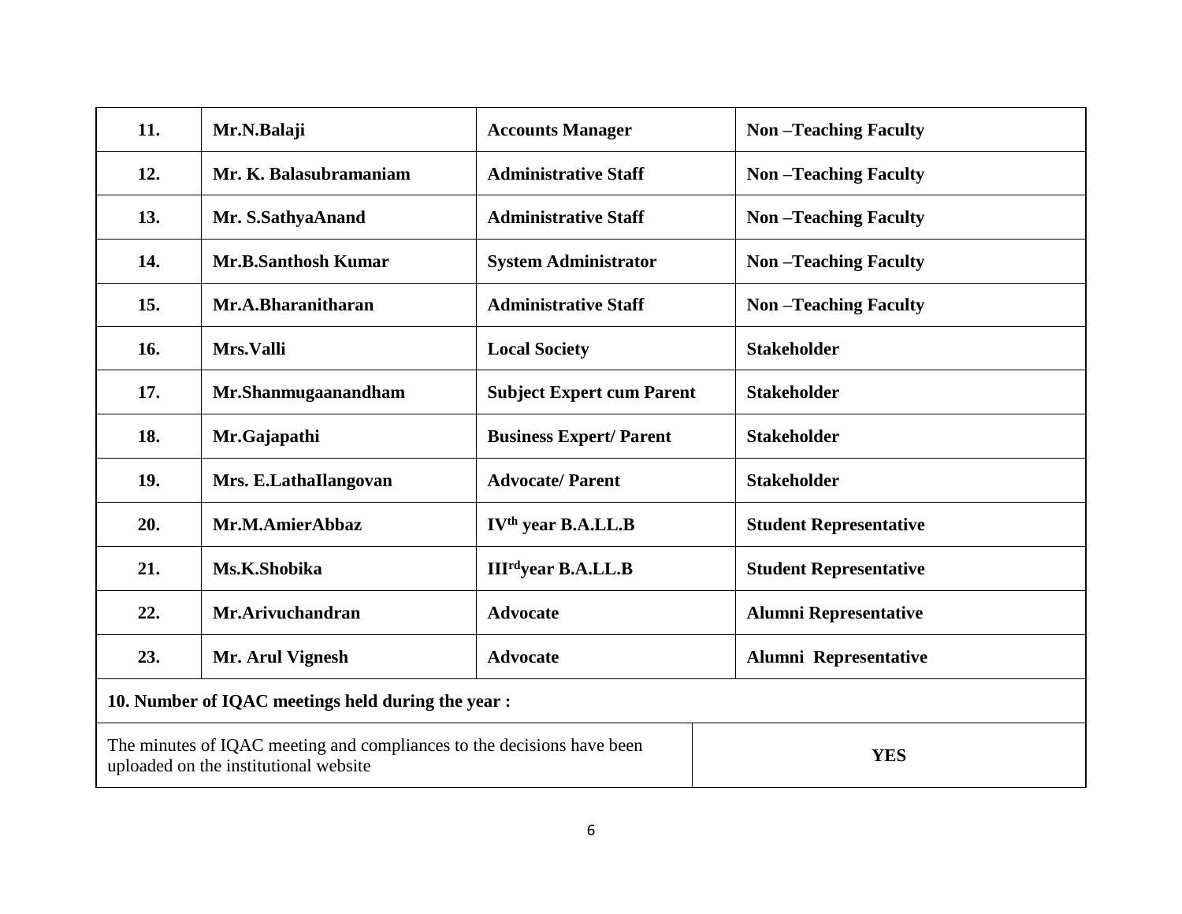| 11. | Mr.N.Balaji | Accounts Manager | Non –Teaching Faculty |
|---|---|---|---|
| 12. | Mr. K. Balasubramaniam | Administrative Staff | Non –Teaching Faculty |
| 13. | Mr. S.SathyaAnand | Administrative Staff | Non –Teaching Faculty |
| 14. | Mr.B.Santhosh Kumar | System Administrator | Non –Teaching Faculty |
| 15. | Mr.A.Bharanitharan | Administrative Staff | Non –Teaching Faculty |
| 16. | Mrs.Valli | Local Society | Stakeholder |
| 17. | Mr.Shanmugaanandham | Subject Expert cum Parent | Stakeholder |
| 18. | Mr.Gajapathi | Business Expert/ Parent | Stakeholder |
| 19. | Mrs. E.LathaIlangovan | Advocate/ Parent | Stakeholder |
| 20. | Mr.M.AmierAbbaz | IV$^{th}$ year B.A.LL.B | Student Representative |
| 21. | Ms.K.Shobika | III$^{rd}$year B.A.LL.B | Student Representative |
| 22. | Mr.Arivuchandran | Advocate | Alumni Representative |
| 23. | Mr. Arul Vignesh | Advocate | Alumni Representative |

**10. Number of IQAC meetings held during the year :**

| The minutes of IQAC meeting and compliances to the decisions have been uploaded on the institutional website | **YES** |
|---|---|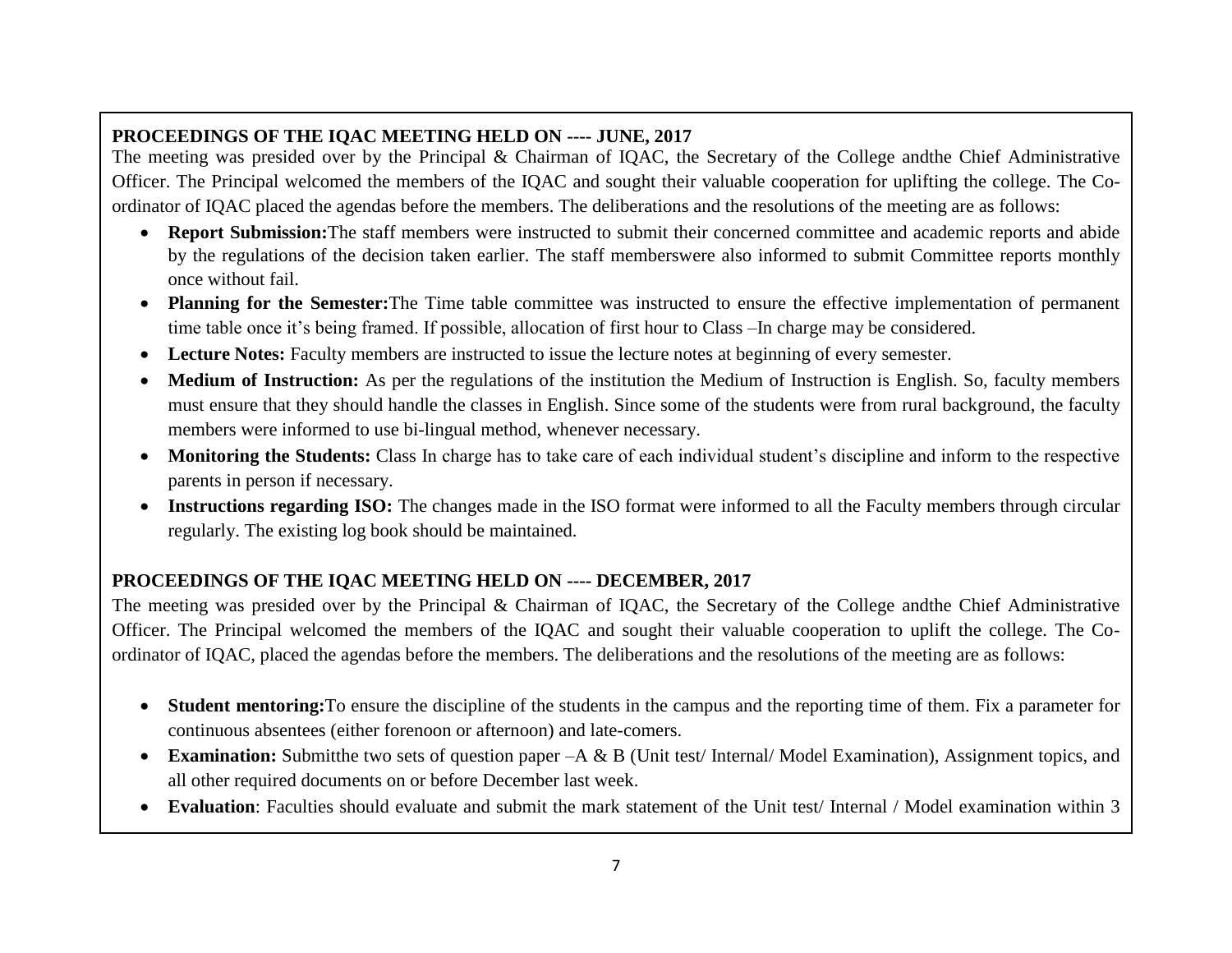**PROCEEDINGS OF THE IQAC MEETING HELD ON ---- JUNE, 2017**

The meeting was presided over by the Principal & Chairman of IQAC, the Secretary of the College andthe Chief Administrative Officer. The Principal welcomed the members of the IQAC and sought their valuable cooperation for uplifting the college. The Co-ordinator of IQAC placed the agendas before the members. The deliberations and the resolutions of the meeting are as follows:

- **Report Submission:**The staff members were instructed to submit their concerned committee and academic reports and abide by the regulations of the decision taken earlier. The staff memberswere also informed to submit Committee reports monthly once without fail.
- **Planning for the Semester:**The Time table committee was instructed to ensure the effective implementation of permanent time table once it's being framed. If possible, allocation of first hour to Class –In charge may be considered.
- **Lecture Notes:** Faculty members are instructed to issue the lecture notes at beginning of every semester.
- **Medium of Instruction:** As per the regulations of the institution the Medium of Instruction is English. So, faculty members must ensure that they should handle the classes in English. Since some of the students were from rural background, the faculty members were informed to use bi-lingual method, whenever necessary.
- **Monitoring the Students:** Class In charge has to take care of each individual student's discipline and inform to the respective parents in person if necessary.
- **Instructions regarding ISO:** The changes made in the ISO format were informed to all the Faculty members through circular regularly. The existing log book should be maintained.

**PROCEEDINGS OF THE IQAC MEETING HELD ON ---- DECEMBER, 2017**

The meeting was presided over by the Principal & Chairman of IQAC, the Secretary of the College andthe Chief Administrative Officer. The Principal welcomed the members of the IQAC and sought their valuable cooperation to uplift the college. The Co-ordinator of IQAC, placed the agendas before the members. The deliberations and the resolutions of the meeting are as follows:

- **Student mentoring:**To ensure the discipline of the students in the campus and the reporting time of them. Fix a parameter for continuous absentees (either forenoon or afternoon) and late-comers.
- **Examination:** Submitthe two sets of question paper –A & B (Unit test/ Internal/ Model Examination), Assignment topics, and all other required documents on or before December last week.
- **Evaluation**: Faculties should evaluate and submit the mark statement of the Unit test/ Internal / Model examination within 3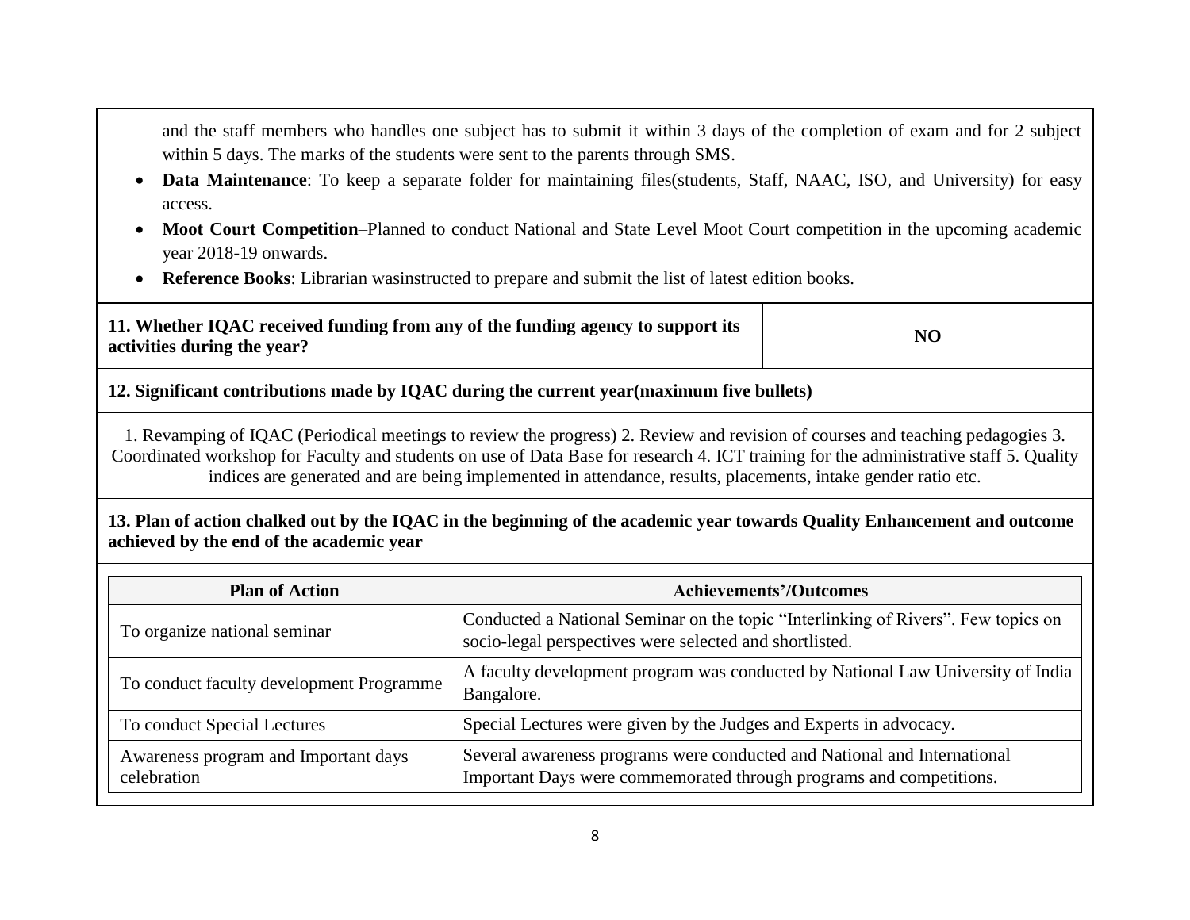and the staff members who handles one subject has to submit it within 3 days of the completion of exam and for 2 subject within 5 days. The marks of the students were sent to the parents through SMS.

- **Data Maintenance**: To keep a separate folder for maintaining files(students, Staff, NAAC, ISO, and University) for easy access.
- **Moot Court Competition**–Planned to conduct National and State Level Moot Court competition in the upcoming academic year 2018-19 onwards.
- **Reference Books**: Librarian wasinstructed to prepare and submit the list of latest edition books.

| **11. Whether IQAC received funding from any of the funding agency to support its activities during the year?** | **NO** |
|---|---|

**12. Significant contributions made by IQAC during the current year(maximum five bullets)**

1. Revamping of IQAC (Periodical meetings to review the progress) 2. Review and revision of courses and teaching pedagogies 3. Coordinated workshop for Faculty and students on use of Data Base for research 4. ICT training for the administrative staff 5. Quality indices are generated and are being implemented in attendance, results, placements, intake gender ratio etc.

**13. Plan of action chalked out by the IQAC in the beginning of the academic year towards Quality Enhancement and outcome achieved by the end of the academic year**

| Plan of Action | Achievements'/Outcomes |
|---|---|
| To organize national seminar | Conducted a National Seminar on the topic "Interlinking of Rivers". Few topics on socio-legal perspectives were selected and shortlisted. |
| To conduct faculty development Programme | A faculty development program was conducted by National Law University of India Bangalore. |
| To conduct Special Lectures | Special Lectures were given by the Judges and Experts in advocacy. |
| Awareness program and Important days celebration | Several awareness programs were conducted and National and International Important Days were commemorated through programs and competitions. |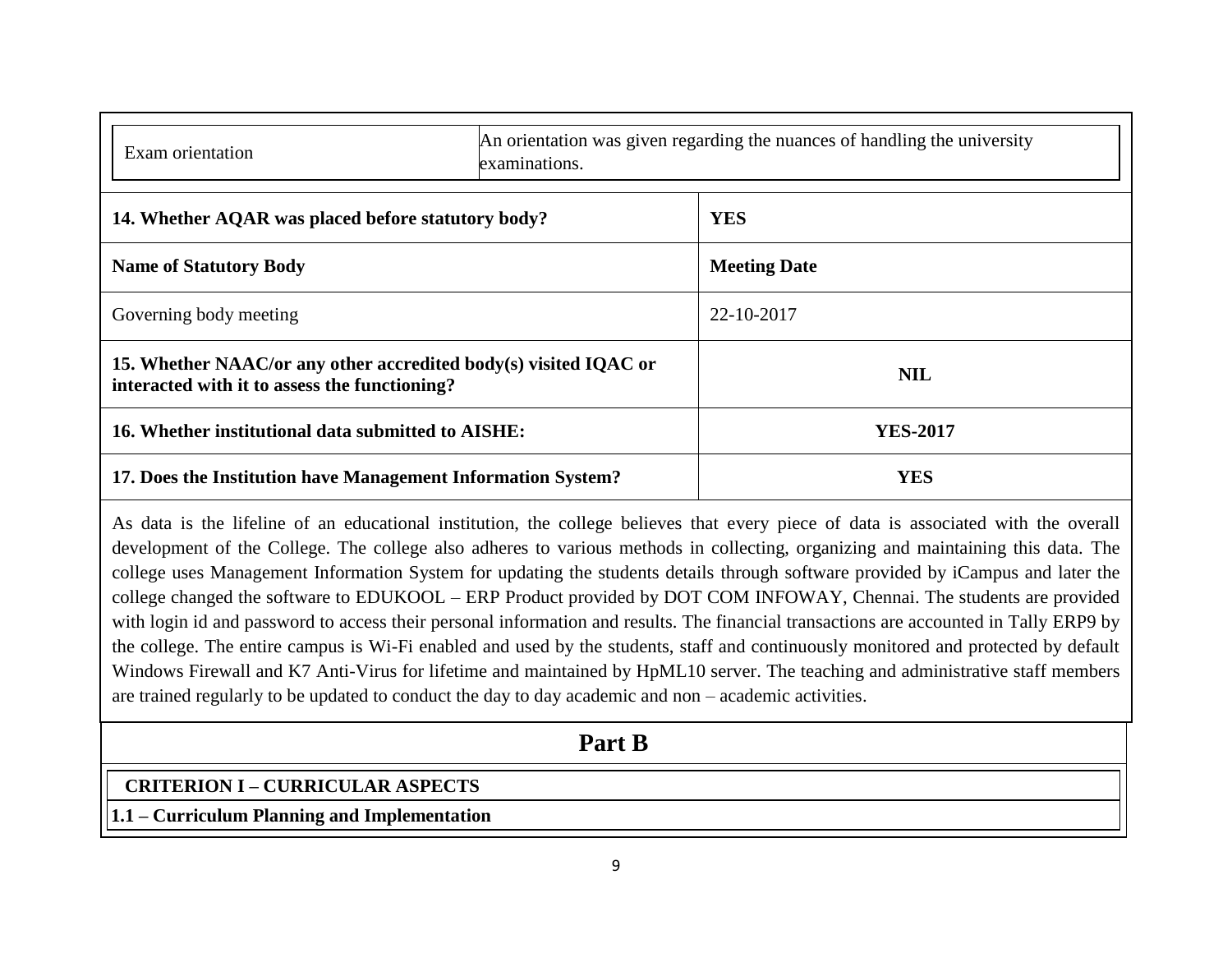| Exam orientation | An orientation was given regarding the nuances of handling the university examinations. |
| --- | --- |

| **14. Whether AQAR was placed before statutory body?** | **YES** |
| --- | --- |
| **Name of Statutory Body** | **Meeting Date** |
| Governing body meeting | 22-10-2017 |
| **15. Whether NAAC/or any other accredited body(s) visited IQAC or interacted with it to assess the functioning?** | **NIL** |
| **16. Whether institutional data submitted to AISHE:** | **YES-2017** |
| **17. Does the Institution have Management Information System?** | **YES** |

As data is the lifeline of an educational institution, the college believes that every piece of data is associated with the overall development of the College. The college also adheres to various methods in collecting, organizing and maintaining this data. The college uses Management Information System for updating the students details through software provided by iCampus and later the college changed the software to EDUKOOL – ERP Product provided by DOT COM INFOWAY, Chennai. The students are provided with login id and password to access their personal information and results. The financial transactions are accounted in Tally ERP9 by the college. The entire campus is Wi-Fi enabled and used by the students, staff and continuously monitored and protected by default Windows Firewall and K7 Anti-Virus for lifetime and maintained by HpML10 server. The teaching and administrative staff members are trained regularly to be updated to conduct the day to day academic and non – academic activities.

# Part B

## CRITERION I – CURRICULAR ASPECTS

### 1.1 – Curriculum Planning and Implementation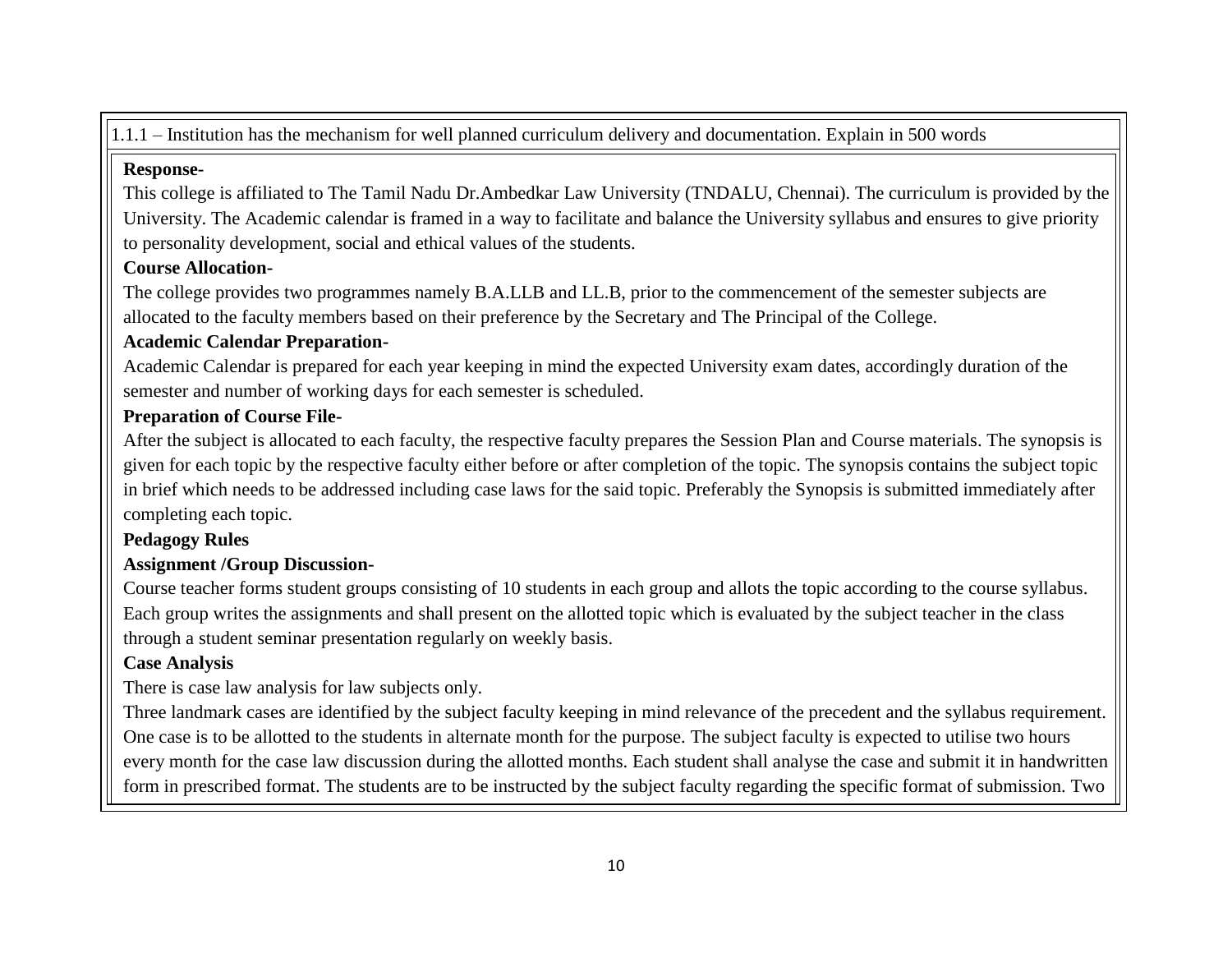1.1.1 – Institution has the mechanism for well planned curriculum delivery and documentation. Explain in 500 words

**Response-**

This college is affiliated to The Tamil Nadu Dr.Ambedkar Law University (TNDALU, Chennai). The curriculum is provided by the University. The Academic calendar is framed in a way to facilitate and balance the University syllabus and ensures to give priority to personality development, social and ethical values of the students.

**Course Allocation-**

The college provides two programmes namely B.A.LLB and LL.B, prior to the commencement of the semester subjects are allocated to the faculty members based on their preference by the Secretary and The Principal of the College.

**Academic Calendar Preparation-**

Academic Calendar is prepared for each year keeping in mind the expected University exam dates, accordingly duration of the semester and number of working days for each semester is scheduled.

**Preparation of Course File-**

After the subject is allocated to each faculty, the respective faculty prepares the Session Plan and Course materials. The synopsis is given for each topic by the respective faculty either before or after completion of the topic. The synopsis contains the subject topic in brief which needs to be addressed including case laws for the said topic. Preferably the Synopsis is submitted immediately after completing each topic.

**Pedagogy Rules**

**Assignment /Group Discussion-**

Course teacher forms student groups consisting of 10 students in each group and allots the topic according to the course syllabus. Each group writes the assignments and shall present on the allotted topic which is evaluated by the subject teacher in the class through a student seminar presentation regularly on weekly basis.

**Case Analysis**

There is case law analysis for law subjects only.

Three landmark cases are identified by the subject faculty keeping in mind relevance of the precedent and the syllabus requirement. One case is to be allotted to the students in alternate month for the purpose. The subject faculty is expected to utilise two hours every month for the case law discussion during the allotted months. Each student shall analyse the case and submit it in handwritten form in prescribed format. The students are to be instructed by the subject faculty regarding the specific format of submission. Two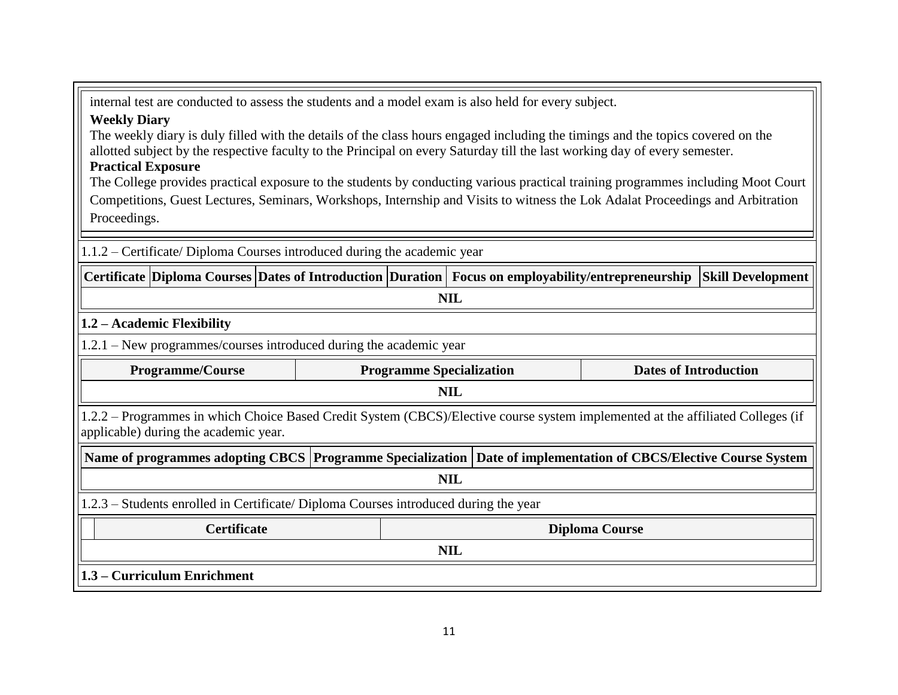internal test are conducted to assess the students and a model exam is also held for every subject.

**Weekly Diary**

The weekly diary is duly filled with the details of the class hours engaged including the timings and the topics covered on the allotted subject by the respective faculty to the Principal on every Saturday till the last working day of every semester.

**Practical Exposure**

The College provides practical exposure to the students by conducting various practical training programmes including Moot Court Competitions, Guest Lectures, Seminars, Workshops, Internship and Visits to witness the Lok Adalat Proceedings and Arbitration Proceedings.

1.1.2 – Certificate/ Diploma Courses introduced during the academic year

| Certificate | Diploma Courses | Dates of Introduction | Duration | Focus on employability/entrepreneurship | Skill Development |
|---|---|---|---|---|---|
| NIL | | | | | |

**1.2 – Academic Flexibility**

1.2.1 – New programmes/courses introduced during the academic year

| Programme/Course | Programme Specialization | Dates of Introduction |
|---|---|---|
| NIL | | |

1.2.2 – Programmes in which Choice Based Credit System (CBCS)/Elective course system implemented at the affiliated Colleges (if applicable) during the academic year.

| Name of programmes adopting CBCS | Programme Specialization | Date of implementation of CBCS/Elective Course System |
|---|---|---|
| NIL | | |

1.2.3 – Students enrolled in Certificate/ Diploma Courses introduced during the year

| | Certificate | Diploma Course |
|---|---|---|
| NIL | | |

**1.3 – Curriculum Enrichment**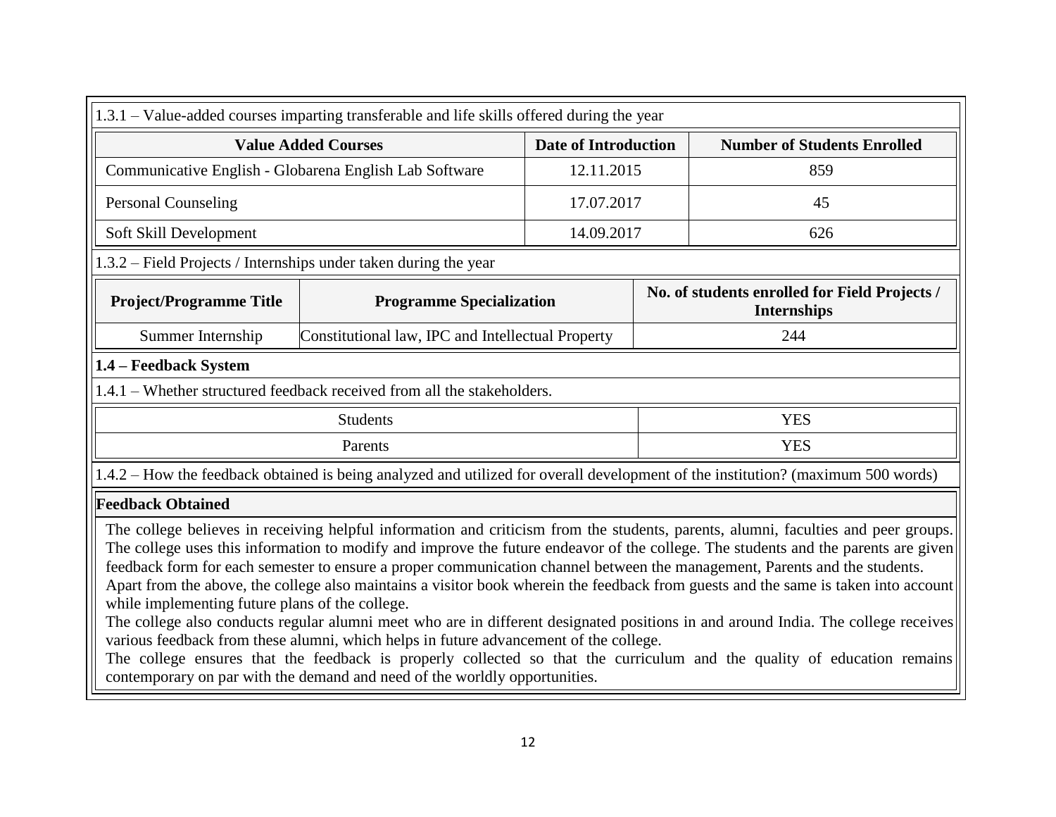1.3.1 – Value-added courses imparting transferable and life skills offered during the year

| Value Added Courses | Date of Introduction | Number of Students Enrolled |
|---|---|---|
| Communicative English - Globarena English Lab Software | 12.11.2015 | 859 |
| Personal Counseling | 17.07.2017 | 45 |
| Soft Skill Development | 14.09.2017 | 626 |

1.3.2 – Field Projects / Internships under taken during the year

| Project/Programme Title | Programme Specialization | No. of students enrolled for Field Projects / Internships |
|---|---|---|
| Summer Internship | Constitutional law, IPC and Intellectual Property | 244 |

**1.4 – Feedback System**

1.4.1 – Whether structured feedback received from all the stakeholders.

| | |
|---|---|
| Students | YES |
| Parents | YES |

1.4.2 – How the feedback obtained is being analyzed and utilized for overall development of the institution? (maximum 500 words)

**Feedback Obtained**

The college believes in receiving helpful information and criticism from the students, parents, alumni, faculties and peer groups. The college uses this information to modify and improve the future endeavor of the college. The students and the parents are given feedback form for each semester to ensure a proper communication channel between the management, Parents and the students.

Apart from the above, the college also maintains a visitor book wherein the feedback from guests and the same is taken into account while implementing future plans of the college.

The college also conducts regular alumni meet who are in different designated positions in and around India. The college receives various feedback from these alumni, which helps in future advancement of the college.

The college ensures that the feedback is properly collected so that the curriculum and the quality of education remains contemporary on par with the demand and need of the worldly opportunities.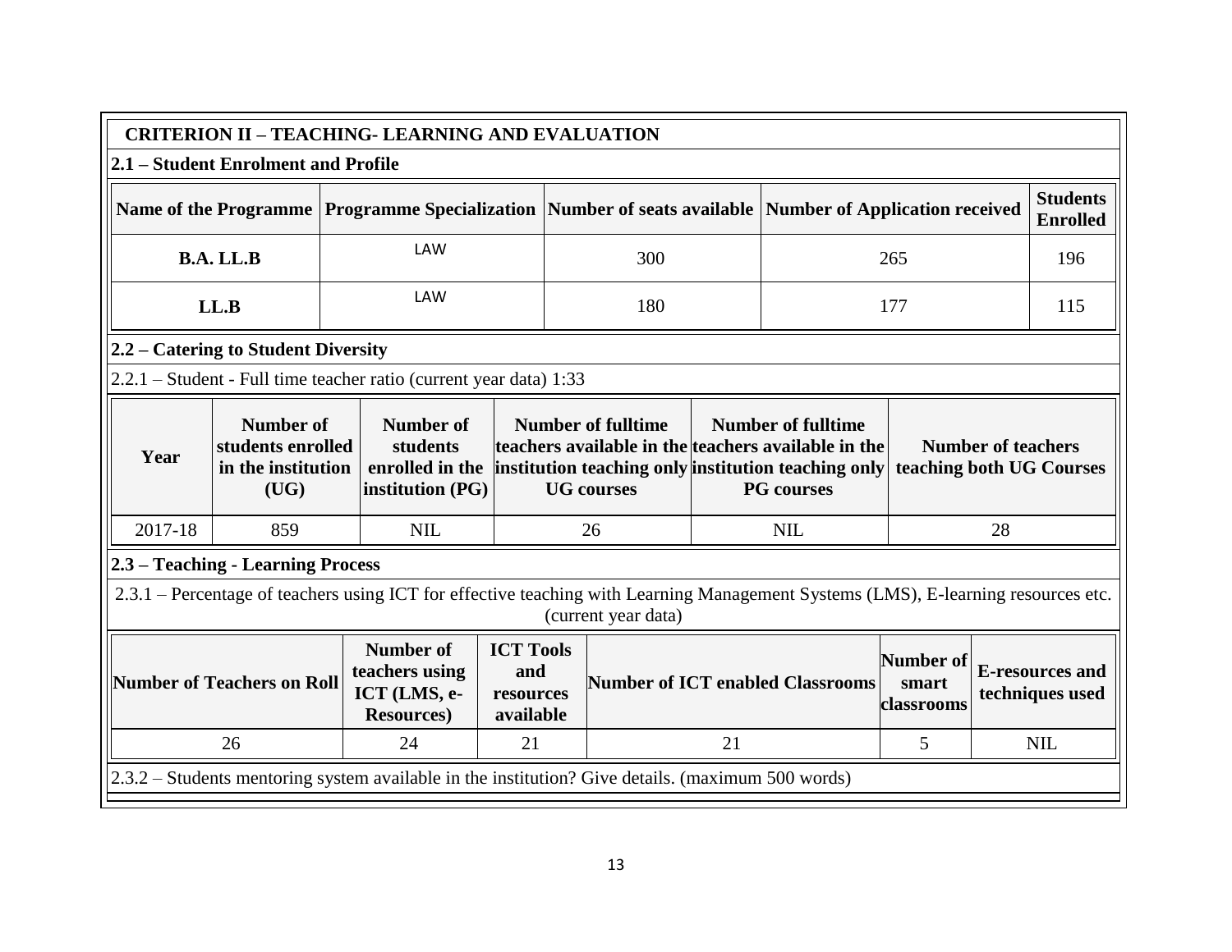## CRITERION II – TEACHING- LEARNING AND EVALUATION

### 2.1 – Student Enrolment and Profile

| Name of the Programme | Programme Specialization | Number of seats available | Number of Application received | Students Enrolled |
|---|---|---|---|---|
| **B.A. LL.B** | LAW | 300 | 265 | 196 |
| **LL.B** | LAW | 180 | 177 | 115 |

### 2.2 – Catering to Student Diversity

2.2.1 – Student - Full time teacher ratio (current year data) 1:33

| Year | Number of students enrolled in the institution (UG) | Number of students enrolled in the institution (PG) | Number of fulltime teachers available in the institution teaching only UG courses | Number of fulltime teachers available in the institution teaching only PG courses | Number of teachers teaching both UG Courses |
|---|---|---|---|---|---|
| 2017-18 | 859 | NIL | 26 | NIL | 28 |

### 2.3 – Teaching - Learning Process

2.3.1 – Percentage of teachers using ICT for effective teaching with Learning Management Systems (LMS), E-learning resources etc. (current year data)

| Number of Teachers on Roll | Number of teachers using ICT (LMS, e-Resources) | ICT Tools and resources available | Number of ICT enabled Classrooms | Number of smart classrooms | E-resources and techniques used |
|---|---|---|---|---|---|
| 26 | 24 | 21 | 21 | 5 | NIL |

2.3.2 – Students mentoring system available in the institution? Give details. (maximum 500 words)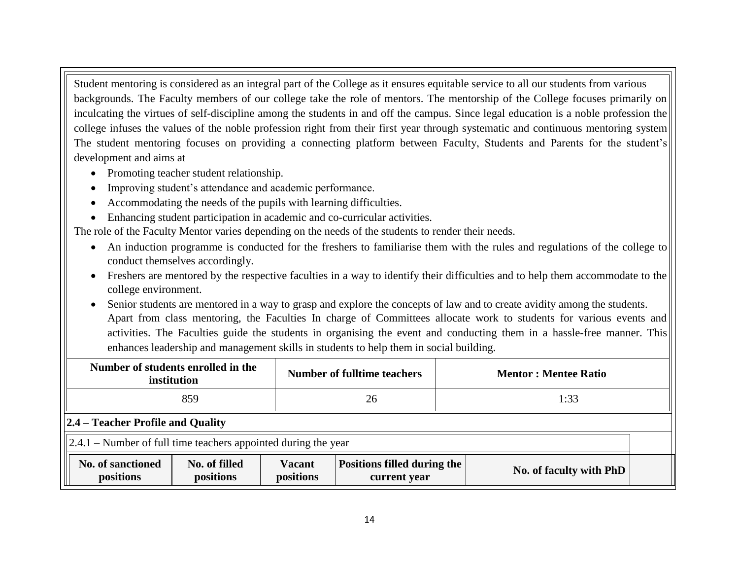Student mentoring is considered as an integral part of the College as it ensures equitable service to all our students from various backgrounds. The Faculty members of our college take the role of mentors. The mentorship of the College focuses primarily on inculcating the virtues of self-discipline among the students in and off the campus. Since legal education is a noble profession the college infuses the values of the noble profession right from their first year through systematic and continuous mentoring system The student mentoring focuses on providing a connecting platform between Faculty, Students and Parents for the student's development and aims at

- Promoting teacher student relationship.
- Improving student's attendance and academic performance.
- Accommodating the needs of the pupils with learning difficulties.
- Enhancing student participation in academic and co-curricular activities.

The role of the Faculty Mentor varies depending on the needs of the students to render their needs.

- An induction programme is conducted for the freshers to familiarise them with the rules and regulations of the college to conduct themselves accordingly.
- Freshers are mentored by the respective faculties in a way to identify their difficulties and to help them accommodate to the college environment.
- Senior students are mentored in a way to grasp and explore the concepts of law and to create avidity among the students.
  Apart from class mentoring, the Faculties In charge of Committees allocate work to students for various events and activities. The Faculties guide the students in organising the event and conducting them in a hassle-free manner. This enhances leadership and management skills in students to help them in social building.

| Number of students enrolled in the institution | Number of fulltime teachers | Mentor : Mentee Ratio |
|---|---|---|
| 859 | 26 | 1:33 |

**2.4 – Teacher Profile and Quality**

2.4.1 – Number of full time teachers appointed during the year

| No. of sanctioned positions | No. of filled positions | Vacant positions | Positions filled during the current year | No. of faculty with PhD |
|---|---|---|---|---|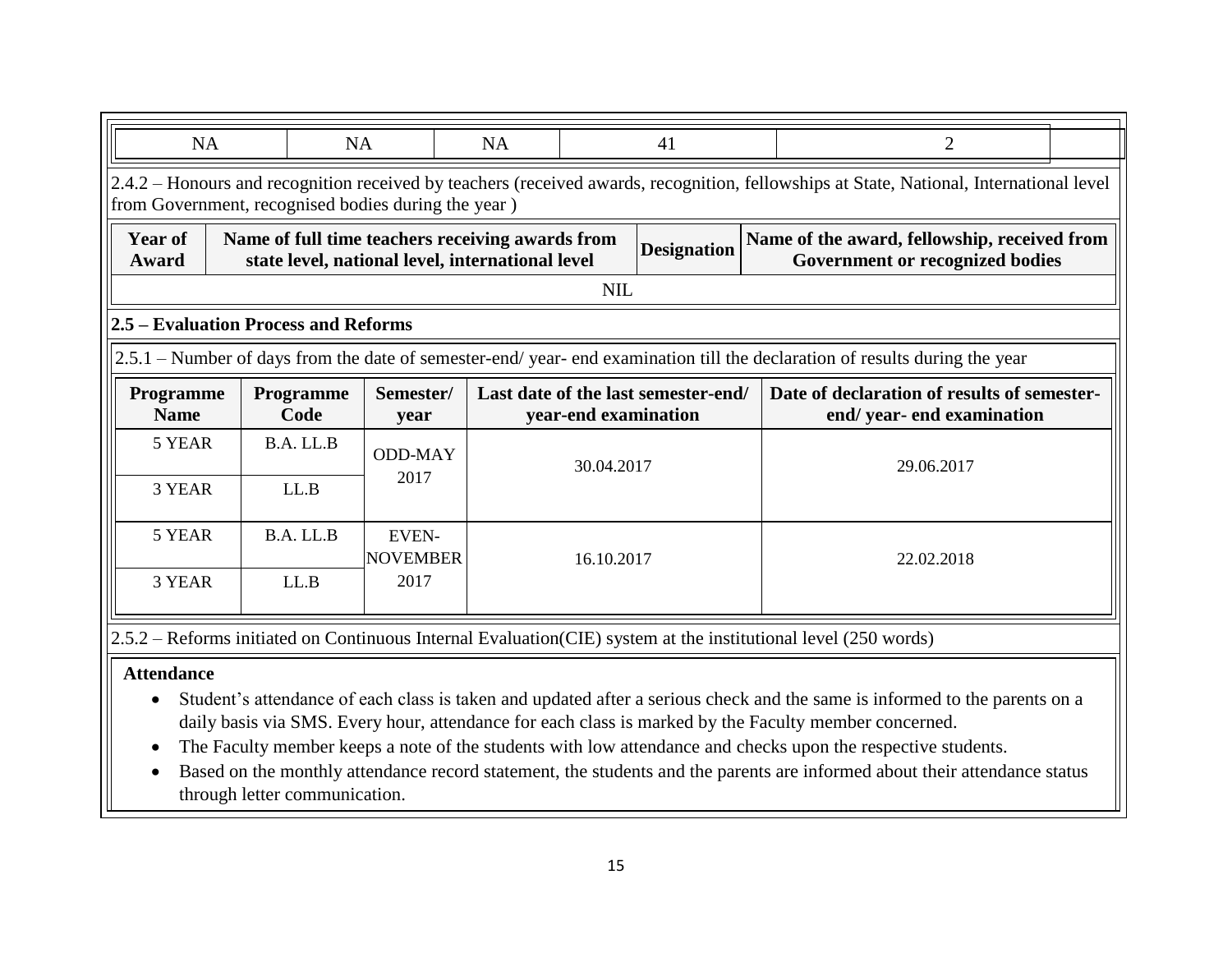| NA | NA | NA | 41 | 2 |
|---|---|---|---|---|

2.4.2 – Honours and recognition received by teachers (received awards, recognition, fellowships at State, National, International level from Government, recognised bodies during the year )

| Year of Award | Name of full time teachers receiving awards from state level, national level, international level | Designation | Name of the award, fellowship, received from Government or recognized bodies |
|---|---|---|---|
| NIL | | | |

**2.5 – Evaluation Process and Reforms**

2.5.1 – Number of days from the date of semester-end/ year- end examination till the declaration of results during the year

| Programme Name | Programme Code | Semester/ year | Last date of the last semester-end/ year-end examination | Date of declaration of results of semester-end/ year- end examination |
|---|---|---|---|---|
| 5 YEAR | B.A. LL.B | ODD-MAY 2017 | 30.04.2017 | 29.06.2017 |
| 3 YEAR | LL.B | | | |
| 5 YEAR | B.A. LL.B | EVEN-NOVEMBER 2017 | 16.10.2017 | 22.02.2018 |
| 3 YEAR | LL.B | | | |

2.5.2 – Reforms initiated on Continuous Internal Evaluation(CIE) system at the institutional level (250 words)

**Attendance**

- Student's attendance of each class is taken and updated after a serious check and the same is informed to the parents on a daily basis via SMS. Every hour, attendance for each class is marked by the Faculty member concerned.
- The Faculty member keeps a note of the students with low attendance and checks upon the respective students.
- Based on the monthly attendance record statement, the students and the parents are informed about their attendance status through letter communication.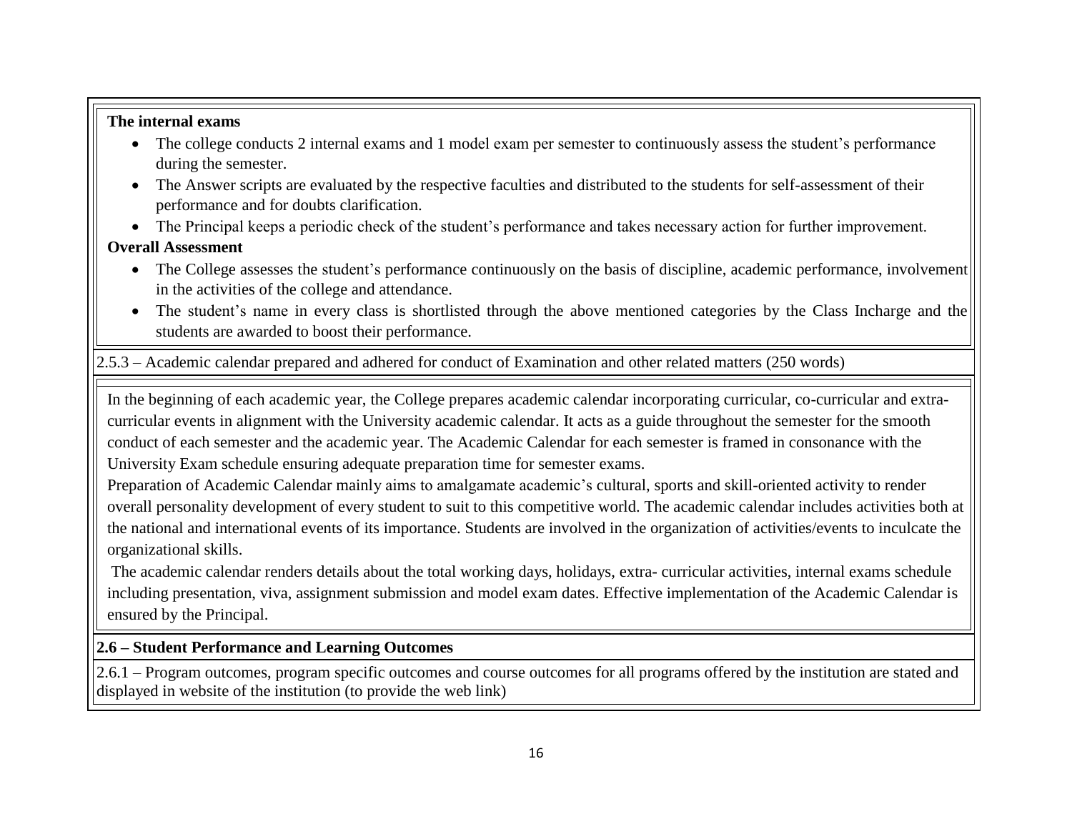**The internal exams**

- The college conducts 2 internal exams and 1 model exam per semester to continuously assess the student's performance during the semester.
- The Answer scripts are evaluated by the respective faculties and distributed to the students for self-assessment of their performance and for doubts clarification.
- The Principal keeps a periodic check of the student's performance and takes necessary action for further improvement.

**Overall Assessment**

- The College assesses the student's performance continuously on the basis of discipline, academic performance, involvement in the activities of the college and attendance.
- The student's name in every class is shortlisted through the above mentioned categories by the Class Incharge and the students are awarded to boost their performance.

2.5.3 – Academic calendar prepared and adhered for conduct of Examination and other related matters (250 words)

In the beginning of each academic year, the College prepares academic calendar incorporating curricular, co-curricular and extra-curricular events in alignment with the University academic calendar. It acts as a guide throughout the semester for the smooth conduct of each semester and the academic year. The Academic Calendar for each semester is framed in consonance with the University Exam schedule ensuring adequate preparation time for semester exams.

Preparation of Academic Calendar mainly aims to amalgamate academic's cultural, sports and skill-oriented activity to render overall personality development of every student to suit to this competitive world. The academic calendar includes activities both at the national and international events of its importance. Students are involved in the organization of activities/events to inculcate the organizational skills.

The academic calendar renders details about the total working days, holidays, extra- curricular activities, internal exams schedule including presentation, viva, assignment submission and model exam dates. Effective implementation of the Academic Calendar is ensured by the Principal.

**2.6 – Student Performance and Learning Outcomes**

2.6.1 – Program outcomes, program specific outcomes and course outcomes for all programs offered by the institution are stated and displayed in website of the institution (to provide the web link)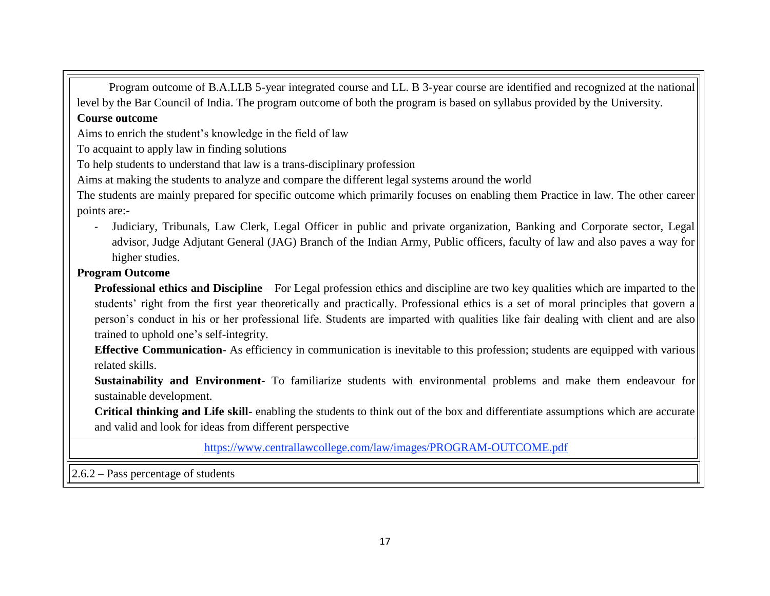Program outcome of B.A.LLB 5-year integrated course and LL. B 3-year course are identified and recognized at the national level by the Bar Council of India. The program outcome of both the program is based on syllabus provided by the University.

**Course outcome**

Aims to enrich the student's knowledge in the field of law

To acquaint to apply law in finding solutions

To help students to understand that law is a trans-disciplinary profession

Aims at making the students to analyze and compare the different legal systems around the world

The students are mainly prepared for specific outcome which primarily focuses on enabling them Practice in law. The other career points are:-

- Judiciary, Tribunals, Law Clerk, Legal Officer in public and private organization, Banking and Corporate sector, Legal advisor, Judge Adjutant General (JAG) Branch of the Indian Army, Public officers, faculty of law and also paves a way for higher studies.

**Program Outcome**

**Professional ethics and Discipline** – For Legal profession ethics and discipline are two key qualities which are imparted to the students' right from the first year theoretically and practically. Professional ethics is a set of moral principles that govern a person's conduct in his or her professional life. Students are imparted with qualities like fair dealing with client and are also trained to uphold one's self-integrity.

**Effective Communication**- As efficiency in communication is inevitable to this profession; students are equipped with various related skills.

**Sustainability and Environment**- To familiarize students with environmental problems and make them endeavour for sustainable development.

**Critical thinking and Life skill**- enabling the students to think out of the box and differentiate assumptions which are accurate and valid and look for ideas from different perspective

https://www.centrallawcollege.com/law/images/PROGRAM-OUTCOME.pdf

2.6.2 – Pass percentage of students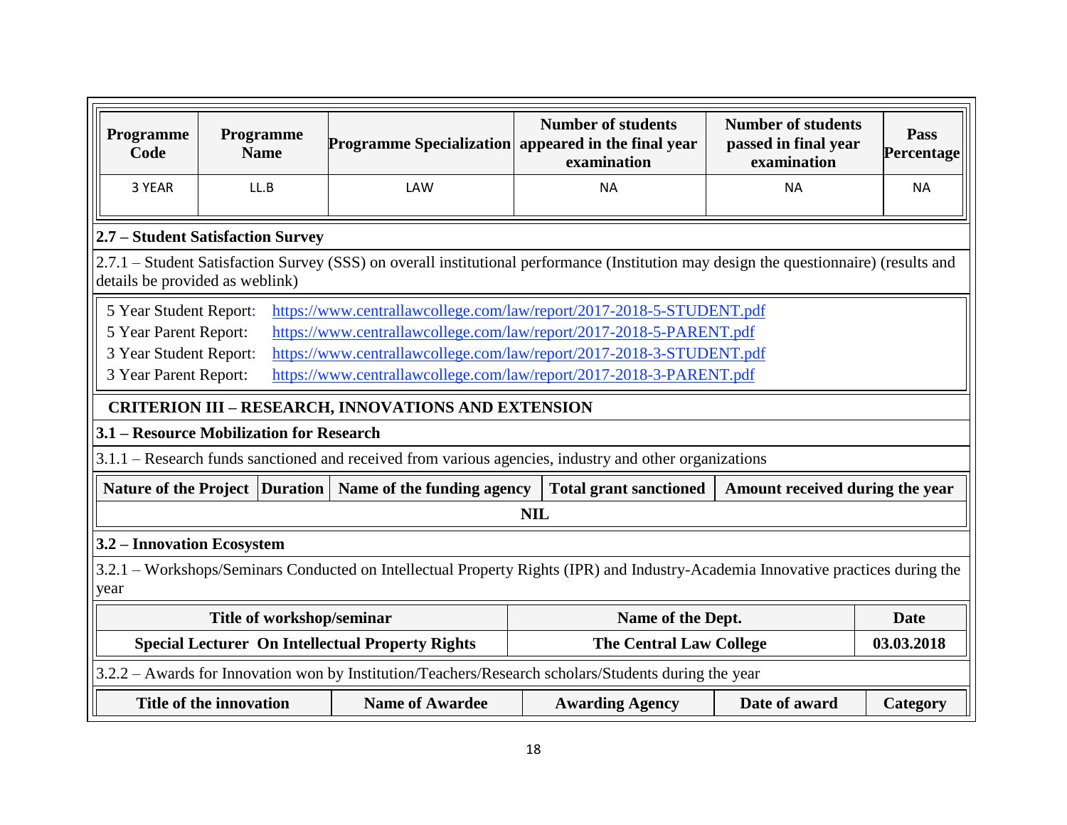| Programme Code | Programme Name | Programme Specialization | Number of students appeared in the final year examination | Number of students passed in final year examination | Pass Percentage |
|---|---|---|---|---|---|
| 3 YEAR | LL.B | LAW | NA | NA | NA |

**2.7 – Student Satisfaction Survey**

2.7.1 – Student Satisfaction Survey (SSS) on overall institutional performance (Institution may design the questionnaire) (results and details be provided as weblink)

5 Year Student Report: https://www.centrallawcollege.com/law/report/2017-2018-5-STUDENT.pdf
5 Year Parent Report: https://www.centrallawcollege.com/law/report/2017-2018-5-PARENT.pdf
3 Year Student Report: https://www.centrallawcollege.com/law/report/2017-2018-3-STUDENT.pdf
3 Year Parent Report: https://www.centrallawcollege.com/law/report/2017-2018-3-PARENT.pdf

**CRITERION III – RESEARCH, INNOVATIONS AND EXTENSION**

**3.1 – Resource Mobilization for Research**

3.1.1 – Research funds sanctioned and received from various agencies, industry and other organizations

| Nature of the Project | Duration | Name of the funding agency | Total grant sanctioned | Amount received during the year |
|---|---|---|---|---|
| **NIL** | | | | |

**3.2 – Innovation Ecosystem**

3.2.1 – Workshops/Seminars Conducted on Intellectual Property Rights (IPR) and Industry-Academia Innovative practices during the year

| Title of workshop/seminar | Name of the Dept. | Date |
|---|---|---|
| **Special Lecturer On Intellectual Property Rights** | **The Central Law College** | **03.03.2018** |

3.2.2 – Awards for Innovation won by Institution/Teachers/Research scholars/Students during the year

| Title of the innovation | Name of Awardee | Awarding Agency | Date of award | Category |
|---|---|---|---|---|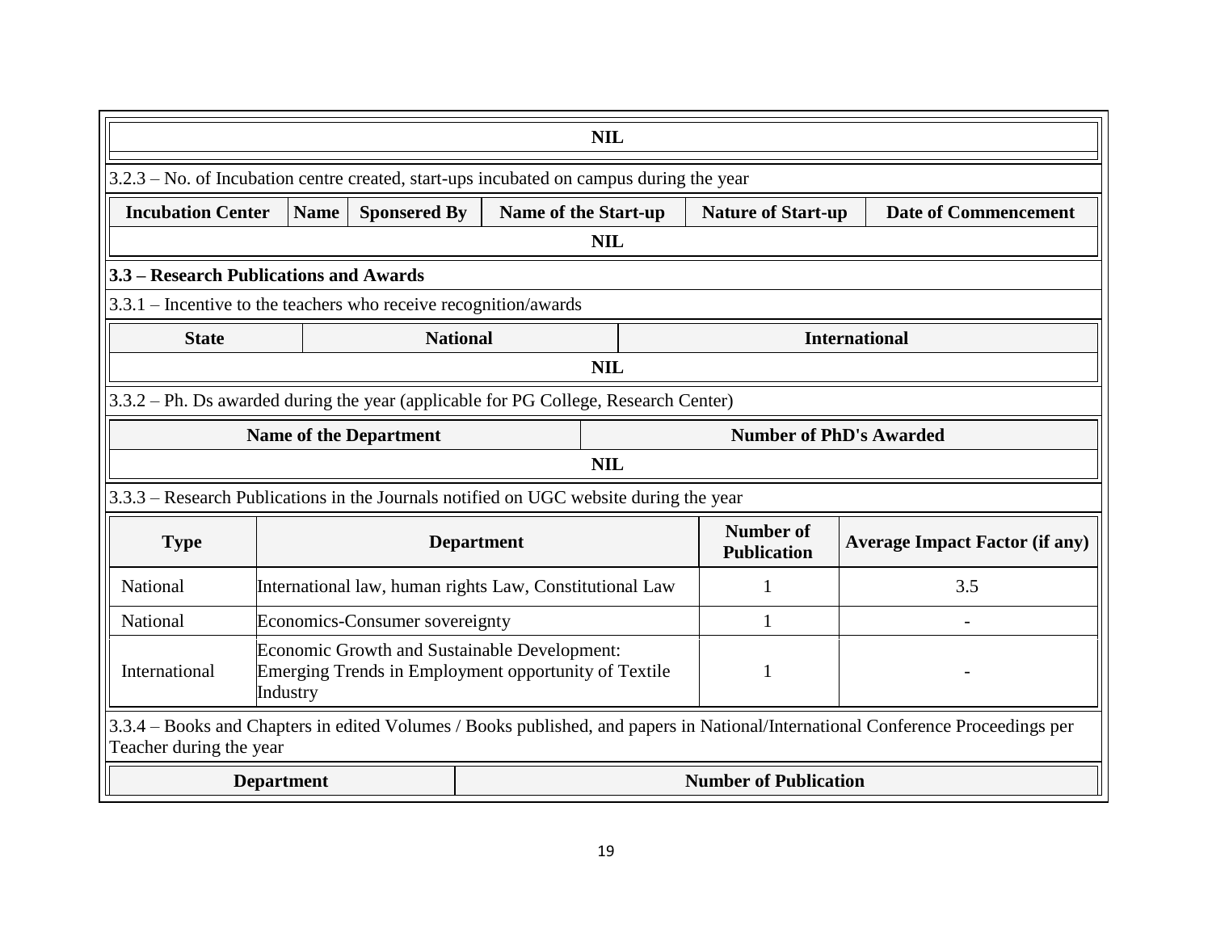| NIL |
|---|

3.2.3 – No. of Incubation centre created, start-ups incubated on campus during the year

| Incubation Center | Name | Sponsered By | Name of the Start-up | Nature of Start-up | Date of Commencement |
|---|---|---|---|---|---|
| NIL | | | | | |

**3.3 – Research Publications and Awards**

3.3.1 – Incentive to the teachers who receive recognition/awards

| State | National | International |
|---|---|---|
| NIL | | |

3.3.2 – Ph. Ds awarded during the year (applicable for PG College, Research Center)

| Name of the Department | Number of PhD's Awarded |
|---|---|
| NIL | |

3.3.3 – Research Publications in the Journals notified on UGC website during the year

| Type | Department | Number of Publication | Average Impact Factor (if any) |
|---|---|---|---|
| National | International law, human rights Law, Constitutional Law | 1 | 3.5 |
| National | Economics-Consumer sovereignty | 1 | - |
| International | Economic Growth and Sustainable Development: Emerging Trends in Employment opportunity of Textile Industry | 1 | - |

3.3.4 – Books and Chapters in edited Volumes / Books published, and papers in National/International Conference Proceedings per Teacher during the year

| Department | Number of Publication |
|---|---|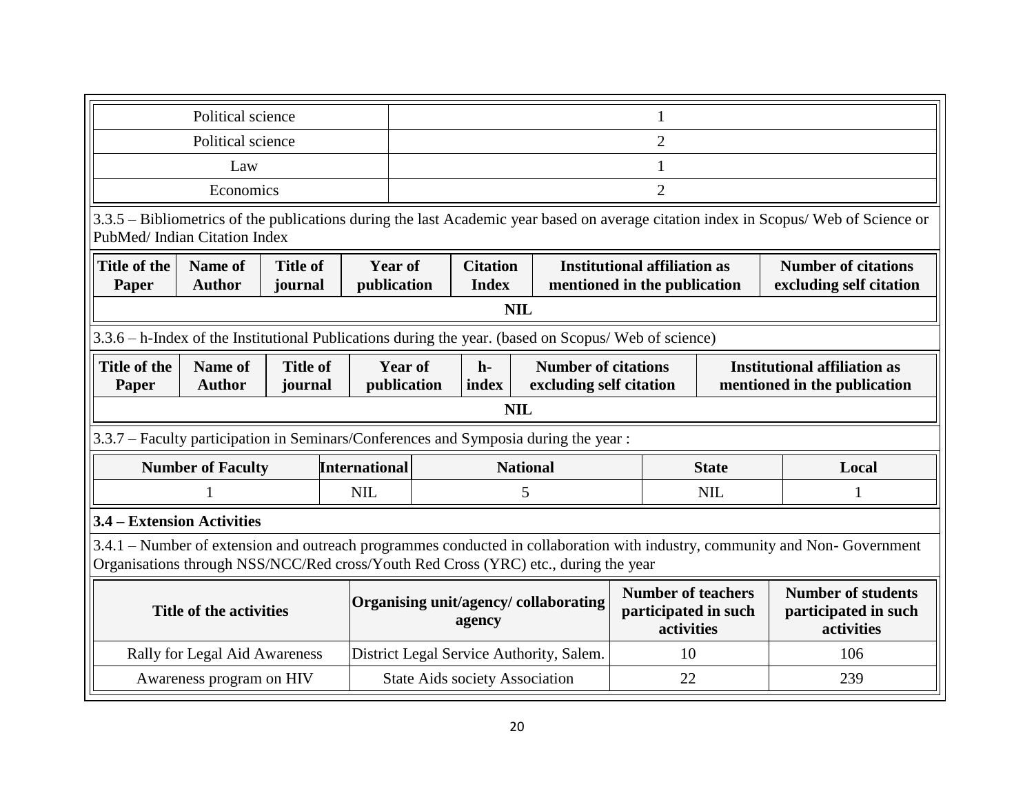| Political science | 1 |
|---|---|
| Political science | 2 |
| Law | 1 |
| Economics | 2 |

3.3.5 – Bibliometrics of the publications during the last Academic year based on average citation index in Scopus/ Web of Science or PubMed/ Indian Citation Index

| Title of the Paper | Name of Author | Title of journal | Year of publication | Citation Index | Institutional affiliation as mentioned in the publication | Number of citations excluding self citation |
|---|---|---|---|---|---|---|
| NIL | | | | | | |

3.3.6 – h-Index of the Institutional Publications during the year. (based on Scopus/ Web of science)

| Title of the Paper | Name of Author | Title of journal | Year of publication | h-index | Number of citations excluding self citation | Institutional affiliation as mentioned in the publication |
|---|---|---|---|---|---|---|
| NIL | | | | | | |

3.3.7 – Faculty participation in Seminars/Conferences and Symposia during the year :

| Number of Faculty | International | National | State | Local |
|---|---|---|---|---|
| 1 | NIL | 5 | NIL | 1 |

**3.4 – Extension Activities**

3.4.1 – Number of extension and outreach programmes conducted in collaboration with industry, community and Non- Government Organisations through NSS/NCC/Red cross/Youth Red Cross (YRC) etc., during the year

| Title of the activities | Organising unit/agency/ collaborating agency | Number of teachers participated in such activities | Number of students participated in such activities |
|---|---|---|---|
| Rally for Legal Aid Awareness | District Legal Service Authority, Salem. | 10 | 106 |
| Awareness program on HIV | State Aids society Association | 22 | 239 |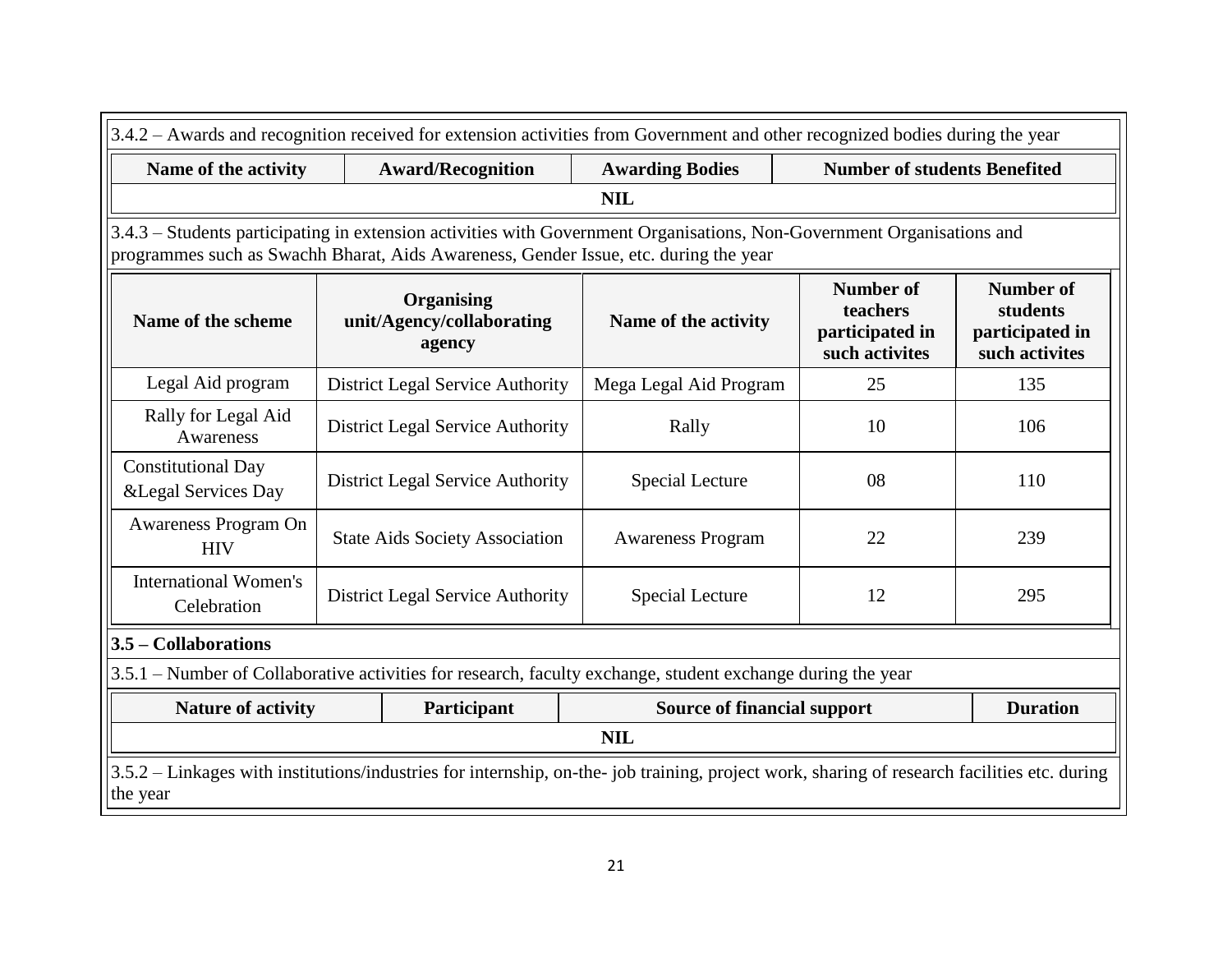3.4.2 – Awards and recognition received for extension activities from Government and other recognized bodies during the year

| Name of the activity | Award/Recognition | Awarding Bodies | Number of students Benefited |
|---|---|---|---|
| NIL | | | |

3.4.3 – Students participating in extension activities with Government Organisations, Non-Government Organisations and programmes such as Swachh Bharat, Aids Awareness, Gender Issue, etc. during the year

| Name of the scheme | Organising unit/Agency/collaborating agency | Name of the activity | Number of teachers participated in such activites | Number of students participated in such activites |
|---|---|---|---|---|
| Legal Aid program | District Legal Service Authority | Mega Legal Aid Program | 25 | 135 |
| Rally for Legal Aid Awareness | District Legal Service Authority | Rally | 10 | 106 |
| Constitutional Day &Legal Services Day | District Legal Service Authority | Special Lecture | 08 | 110 |
| Awareness Program On HIV | State Aids Society Association | Awareness Program | 22 | 239 |
| International Women's Celebration | District Legal Service Authority | Special Lecture | 12 | 295 |

**3.5 – Collaborations**

3.5.1 – Number of Collaborative activities for research, faculty exchange, student exchange during the year

| Nature of activity | Participant | Source of financial support | Duration |
|---|---|---|---|
| NIL | | | |

3.5.2 – Linkages with institutions/industries for internship, on-the- job training, project work, sharing of research facilities etc. during the year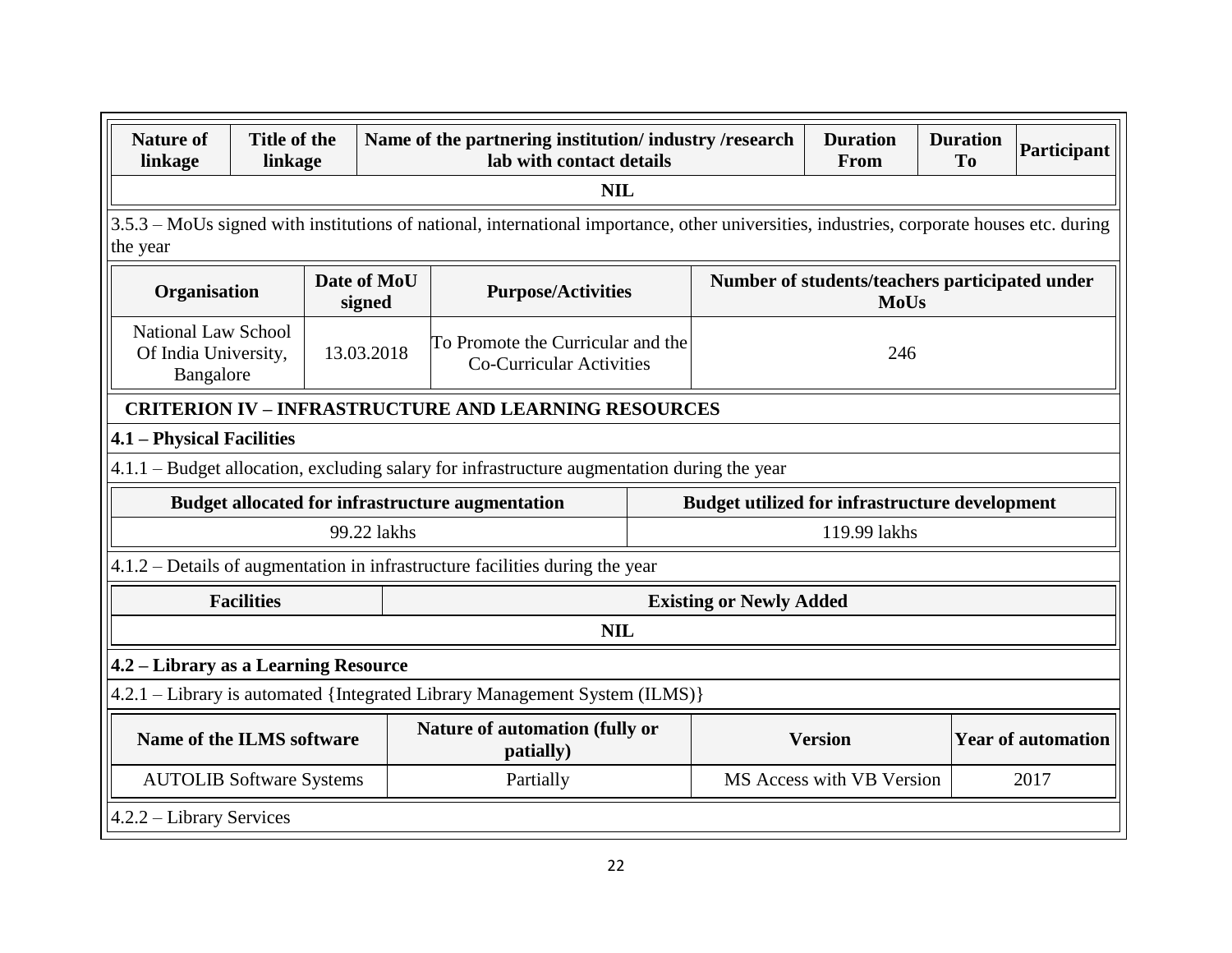| Nature of linkage | Title of the linkage | Name of the partnering institution/ industry /research lab with contact details | Duration From | Duration To | Participant |
|---|---|---|---|---|---|
| NIL | | | | | |

3.5.3 – MoUs signed with institutions of national, international importance, other universities, industries, corporate houses etc. during the year

| Organisation | Date of MoU signed | Purpose/Activities | Number of students/teachers participated under MoUs |
|---|---|---|---|
| National Law School Of India University, Bangalore | 13.03.2018 | To Promote the Curricular and the Co-Curricular Activities | 246 |

## CRITERION IV – INFRASTRUCTURE AND LEARNING RESOURCES

### 4.1 – Physical Facilities

4.1.1 – Budget allocation, excluding salary for infrastructure augmentation during the year

| Budget allocated for infrastructure augmentation | Budget utilized for infrastructure development |
|---|---|
| 99.22 lakhs | 119.99 lakhs |

4.1.2 – Details of augmentation in infrastructure facilities during the year

| Facilities | Existing or Newly Added |
|---|---|
| NIL | |

### 4.2 – Library as a Learning Resource

4.2.1 – Library is automated {Integrated Library Management System (ILMS)}

| Name of the ILMS software | Nature of automation (fully or patially) | Version | Year of automation |
|---|---|---|---|
| AUTOLIB Software Systems | Partially | MS Access with VB Version | 2017 |

4.2.2 – Library Services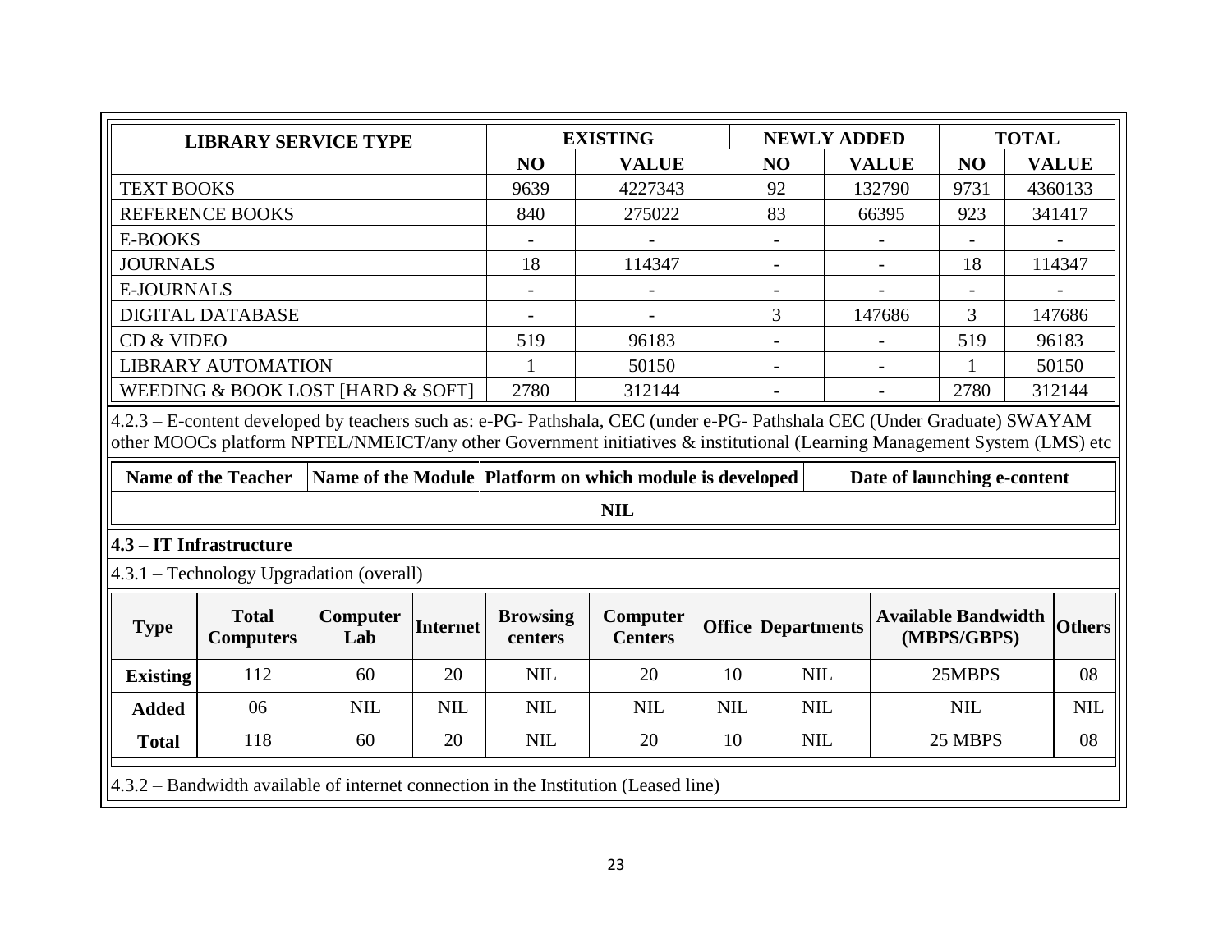| LIBRARY SERVICE TYPE | EXISTING | | NEWLY ADDED | | TOTAL | |
|---|---|---|---|---|---|---|
| | NO | VALUE | NO | VALUE | NO | VALUE |
| TEXT BOOKS | 9639 | 4227343 | 92 | 132790 | 9731 | 4360133 |
| REFERENCE BOOKS | 840 | 275022 | 83 | 66395 | 923 | 341417 |
| E-BOOKS | - | - | - | - | - | - |
| JOURNALS | 18 | 114347 | - | - | 18 | 114347 |
| E-JOURNALS | - | - | - | - | - | - |
| DIGITAL DATABASE | - | - | 3 | 147686 | 3 | 147686 |
| CD & VIDEO | 519 | 96183 | - | - | 519 | 96183 |
| LIBRARY AUTOMATION | 1 | 50150 | - | - | 1 | 50150 |
| WEEDING & BOOK LOST [HARD & SOFT] | 2780 | 312144 | - | - | 2780 | 312144 |

4.2.3 – E-content developed by teachers such as: e-PG- Pathshala, CEC (under e-PG- Pathshala CEC (Under Graduate) SWAYAM other MOOCs platform NPTEL/NMEICT/any other Government initiatives & institutional (Learning Management System (LMS) etc

| Name of the Teacher | Name of the Module | Platform on which module is developed | Date of launching e-content |
|---|---|---|---|
| NIL | | | |

**4.3 – IT Infrastructure**

4.3.1 – Technology Upgradation (overall)

| Type | Total Computers | Computer Lab | Internet | Browsing centers | Computer Centers | Office | Departments | Available Bandwidth (MBPS/GBPS) | Others |
|---|---|---|---|---|---|---|---|---|---|
| **Existing** | 112 | 60 | 20 | NIL | 20 | 10 | NIL | 25MBPS | 08 |
| **Added** | 06 | NIL | NIL | NIL | NIL | NIL | NIL | NIL | NIL |
| **Total** | 118 | 60 | 20 | NIL | 20 | 10 | NIL | 25 MBPS | 08 |

4.3.2 – Bandwidth available of internet connection in the Institution (Leased line)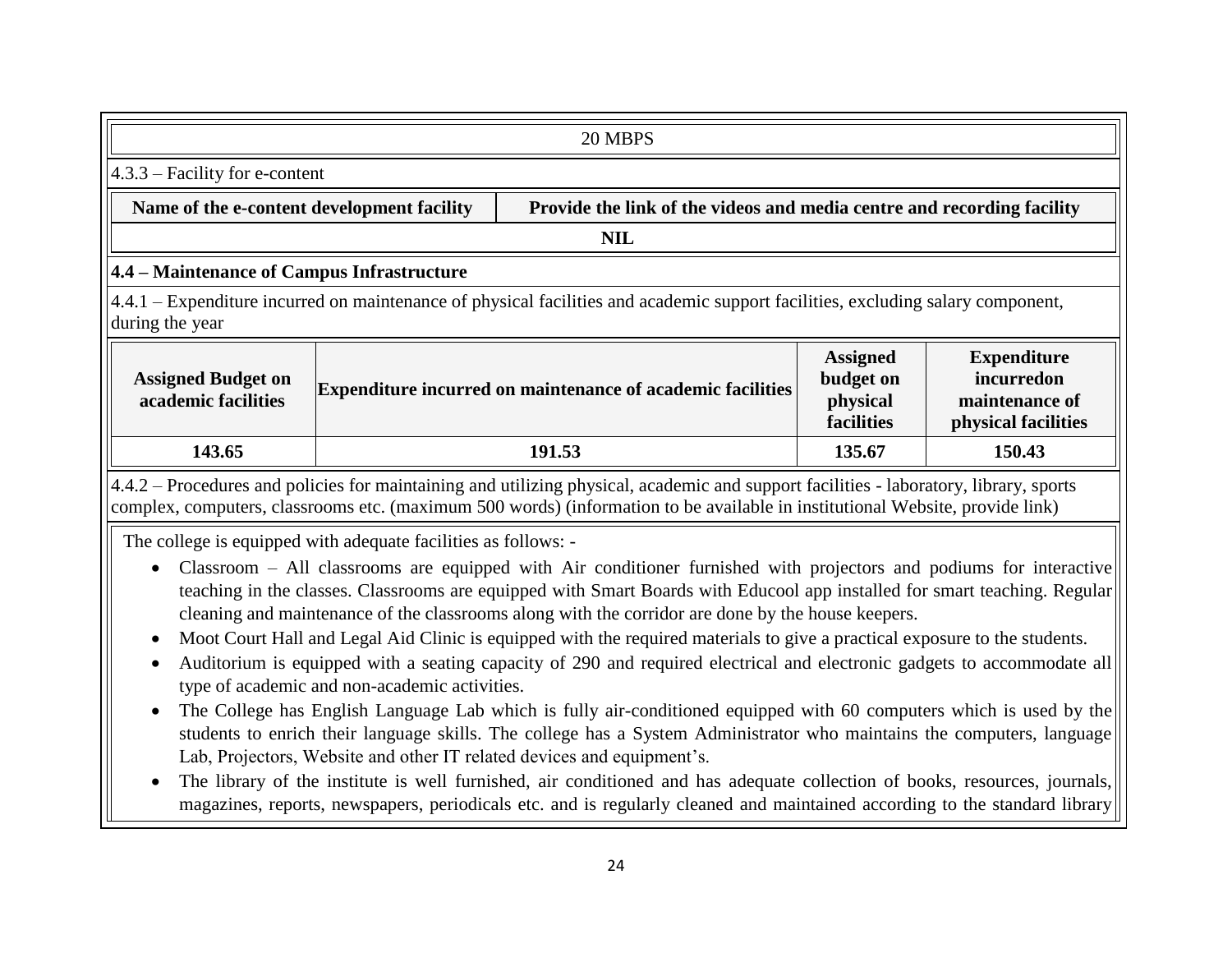20 MBPS

4.3.3 – Facility for e-content

| Name of the e-content development facility | Provide the link of the videos and media centre and recording facility |
|---|---|
| NIL | |

**4.4 – Maintenance of Campus Infrastructure**

4.4.1 – Expenditure incurred on maintenance of physical facilities and academic support facilities, excluding salary component, during the year

| Assigned Budget on academic facilities | Expenditure incurred on maintenance of academic facilities | Assigned budget on physical facilities | Expenditure incurredon maintenance of physical facilities |
|---|---|---|---|
| 143.65 | 191.53 | 135.67 | 150.43 |

4.4.2 – Procedures and policies for maintaining and utilizing physical, academic and support facilities - laboratory, library, sports complex, computers, classrooms etc. (maximum 500 words) (information to be available in institutional Website, provide link)

The college is equipped with adequate facilities as follows: -

- Classroom – All classrooms are equipped with Air conditioner furnished with projectors and podiums for interactive teaching in the classes. Classrooms are equipped with Smart Boards with Educool app installed for smart teaching. Regular cleaning and maintenance of the classrooms along with the corridor are done by the house keepers.
- Moot Court Hall and Legal Aid Clinic is equipped with the required materials to give a practical exposure to the students.
- Auditorium is equipped with a seating capacity of 290 and required electrical and electronic gadgets to accommodate all type of academic and non-academic activities.
- The College has English Language Lab which is fully air-conditioned equipped with 60 computers which is used by the students to enrich their language skills. The college has a System Administrator who maintains the computers, language Lab, Projectors, Website and other IT related devices and equipment's.
- The library of the institute is well furnished, air conditioned and has adequate collection of books, resources, journals, magazines, reports, newspapers, periodicals etc. and is regularly cleaned and maintained according to the standard library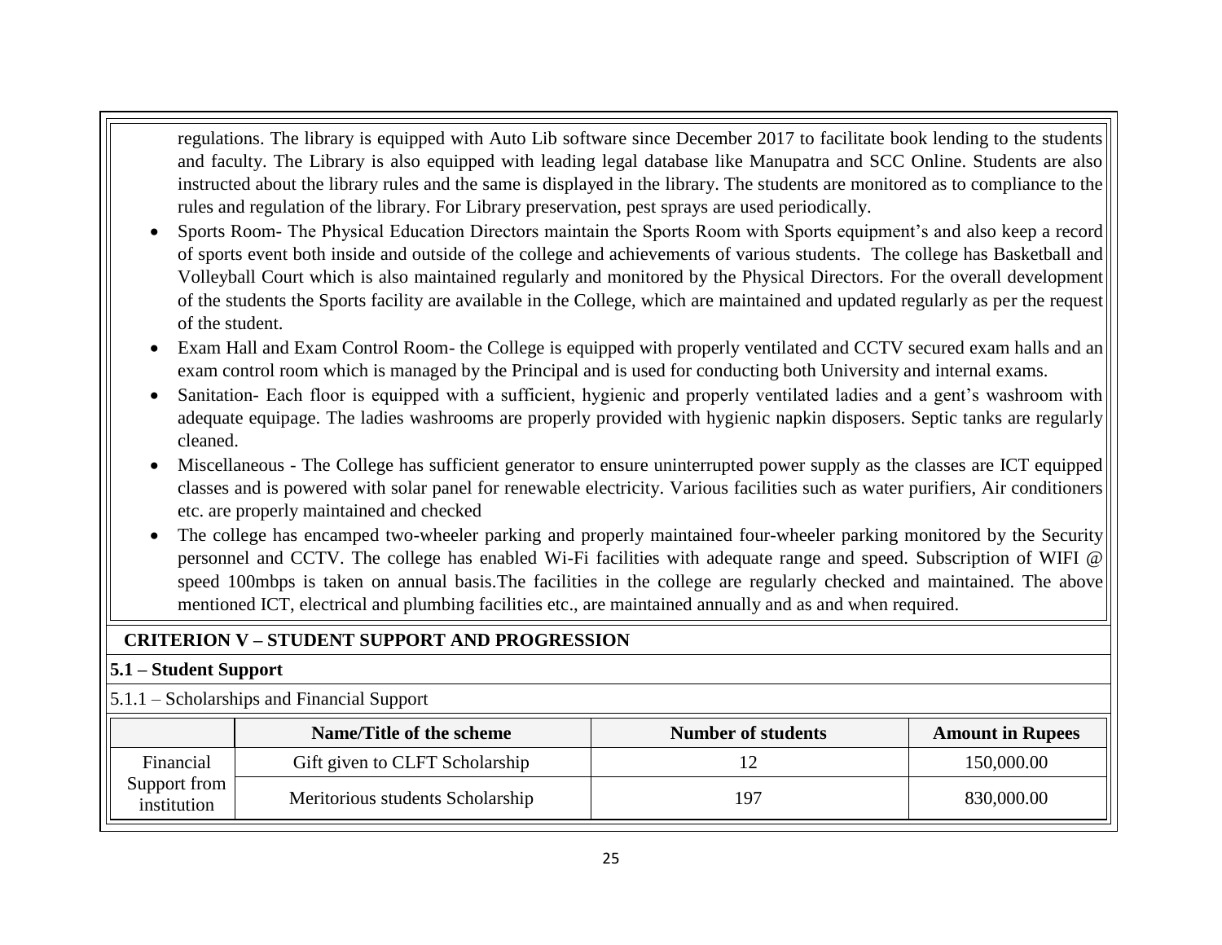regulations. The library is equipped with Auto Lib software since December 2017 to facilitate book lending to the students and faculty. The Library is also equipped with leading legal database like Manupatra and SCC Online. Students are also instructed about the library rules and the same is displayed in the library. The students are monitored as to compliance to the rules and regulation of the library. For Library preservation, pest sprays are used periodically.

- Sports Room- The Physical Education Directors maintain the Sports Room with Sports equipment's and also keep a record of sports event both inside and outside of the college and achievements of various students. The college has Basketball and Volleyball Court which is also maintained regularly and monitored by the Physical Directors. For the overall development of the students the Sports facility are available in the College, which are maintained and updated regularly as per the request of the student.
- Exam Hall and Exam Control Room- the College is equipped with properly ventilated and CCTV secured exam halls and an exam control room which is managed by the Principal and is used for conducting both University and internal exams.
- Sanitation- Each floor is equipped with a sufficient, hygienic and properly ventilated ladies and a gent's washroom with adequate equipage. The ladies washrooms are properly provided with hygienic napkin disposers. Septic tanks are regularly cleaned.
- Miscellaneous - The College has sufficient generator to ensure uninterrupted power supply as the classes are ICT equipped classes and is powered with solar panel for renewable electricity. Various facilities such as water purifiers, Air conditioners etc. are properly maintained and checked
- The college has encamped two-wheeler parking and properly maintained four-wheeler parking monitored by the Security personnel and CCTV. The college has enabled Wi-Fi facilities with adequate range and speed. Subscription of WIFI @ speed 100mbps is taken on annual basis.The facilities in the college are regularly checked and maintained. The above mentioned ICT, electrical and plumbing facilities etc., are maintained annually and as and when required.

## CRITERION V – STUDENT SUPPORT AND PROGRESSION

### 5.1 – Student Support

5.1.1 – Scholarships and Financial Support

| | Name/Title of the scheme | Number of students | Amount in Rupees |
|---|---|---|---|
| Financial Support from institution | Gift given to CLFT Scholarship | 12 | 150,000.00 |
| | Meritorious students Scholarship | 197 | 830,000.00 |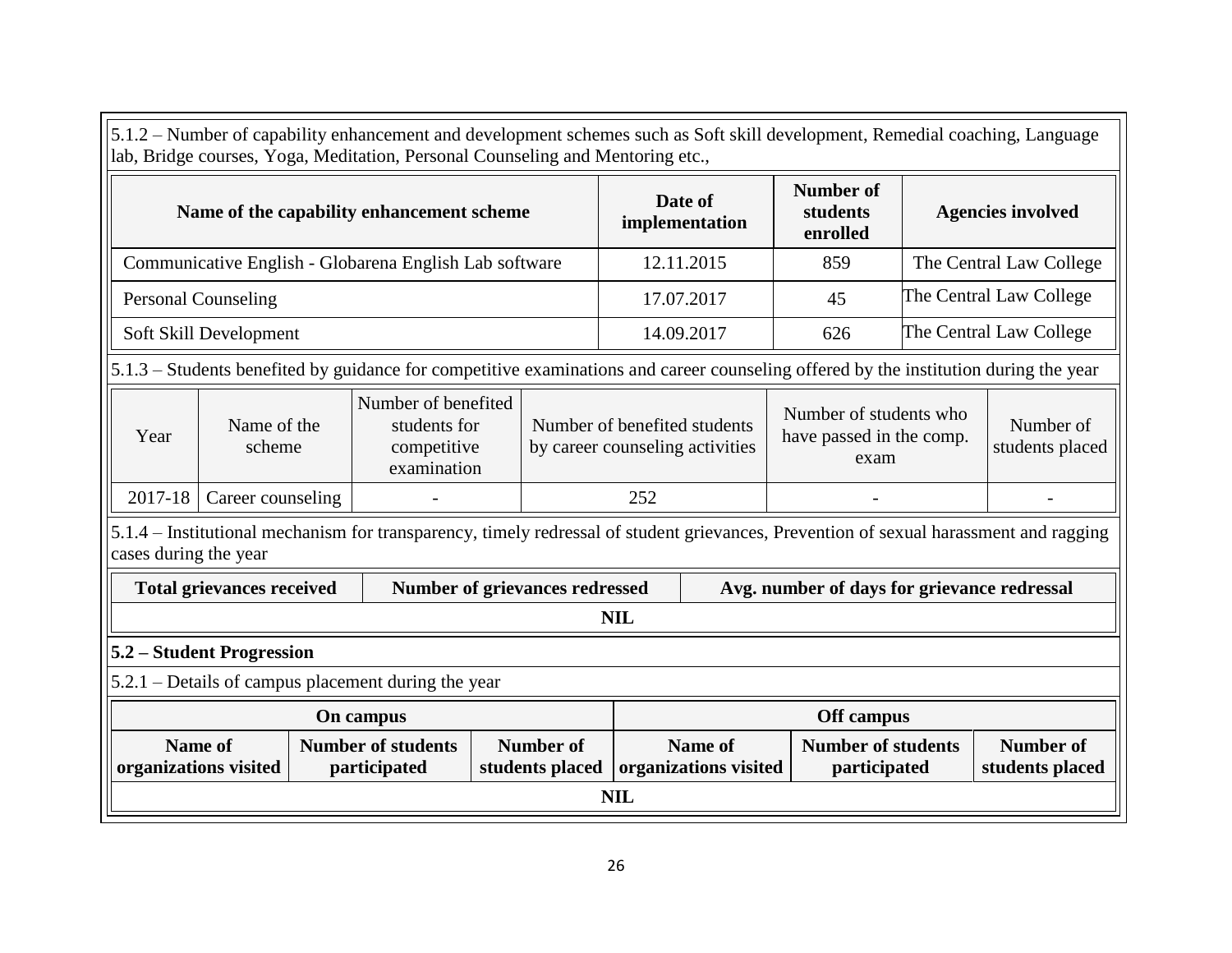5.1.2 – Number of capability enhancement and development schemes such as Soft skill development, Remedial coaching, Language lab, Bridge courses, Yoga, Meditation, Personal Counseling and Mentoring etc.,

| Name of the capability enhancement scheme | Date of implementation | Number of students enrolled | Agencies involved |
|---|---|---|---|
| Communicative English - Globarena English Lab software | 12.11.2015 | 859 | The Central Law College |
| Personal Counseling | 17.07.2017 | 45 | The Central Law College |
| Soft Skill Development | 14.09.2017 | 626 | The Central Law College |

5.1.3 – Students benefited by guidance for competitive examinations and career counseling offered by the institution during the year

| Year | Name of the scheme | Number of benefited students for competitive examination | Number of benefited students by career counseling activities | Number of students who have passed in the comp. exam | Number of students placed |
|---|---|---|---|---|---|
| 2017-18 | Career counseling | - | 252 | - | - |

5.1.4 – Institutional mechanism for transparency, timely redressal of student grievances, Prevention of sexual harassment and ragging cases during the year

| Total grievances received | Number of grievances redressed | Avg. number of days for grievance redressal |
|---|---|---|
| NIL | | |

**5.2 – Student Progression**

5.2.1 – Details of campus placement during the year

| On campus | | | Off campus | | |
|---|---|---|---|---|---|
| Name of organizations visited | Number of students participated | Number of students placed | Name of organizations visited | Number of students participated | Number of students placed |
| NIL | | | | | |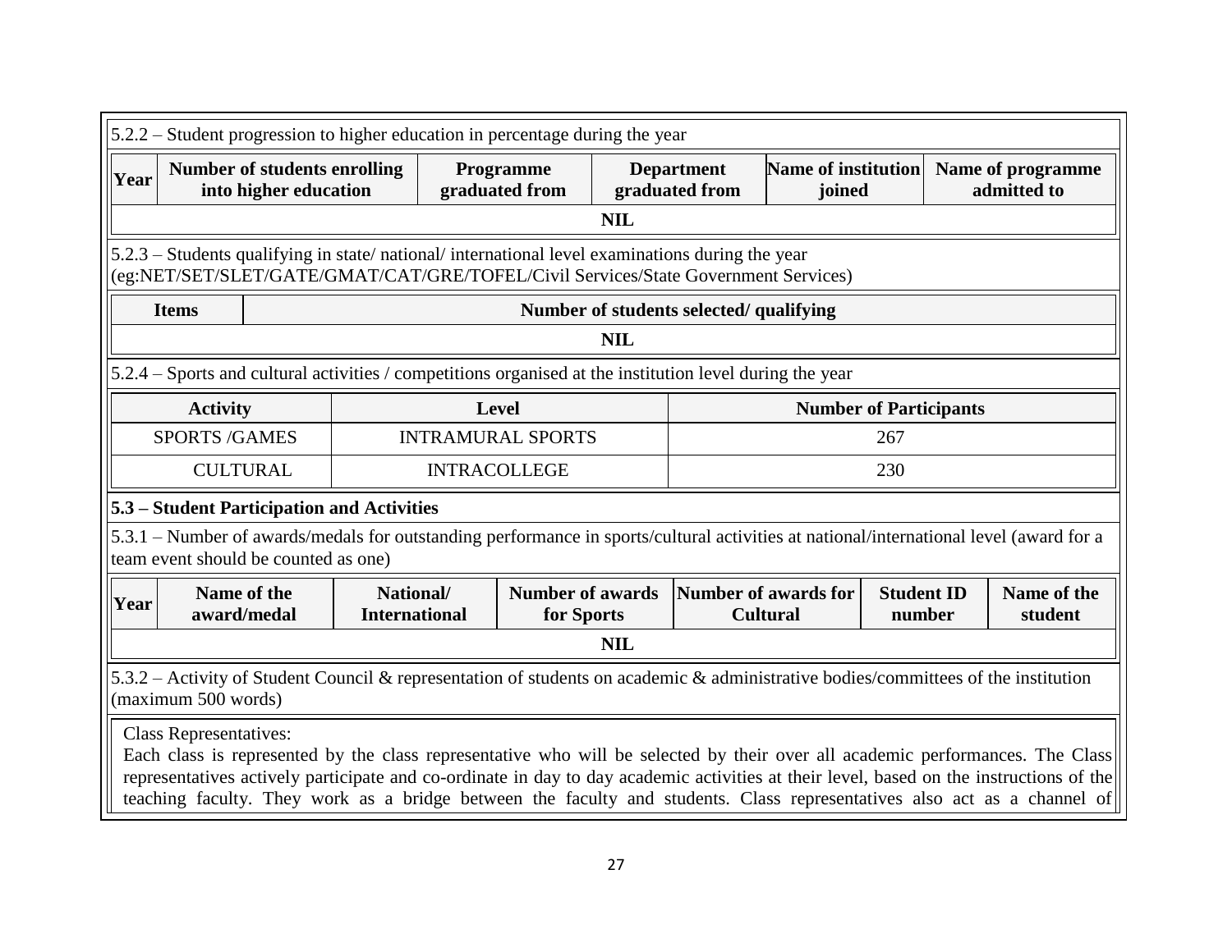5.2.2 – Student progression to higher education in percentage during the year

| Year | Number of students enrolling into higher education | Programme graduated from | Department graduated from | Name of institution joined | Name of programme admitted to |
|---|---|---|---|---|---|
| NIL | | | | | |

5.2.3 – Students qualifying in state/ national/ international level examinations during the year (eg:NET/SET/SLET/GATE/GMAT/CAT/GRE/TOFEL/Civil Services/State Government Services)

| Items | Number of students selected/ qualifying |
|---|---|
| NIL | |

5.2.4 – Sports and cultural activities / competitions organised at the institution level during the year

| Activity | Level | Number of Participants |
|---|---|---|
| SPORTS /GAMES | INTRAMURAL SPORTS | 267 |
| CULTURAL | INTRACOLLEGE | 230 |

**5.3 – Student Participation and Activities**

5.3.1 – Number of awards/medals for outstanding performance in sports/cultural activities at national/international level (award for a team event should be counted as one)

| Year | Name of the award/medal | National/ International | Number of awards for Sports | Number of awards for Cultural | Student ID number | Name of the student |
|---|---|---|---|---|---|---|
| NIL | | | | | | |

5.3.2 – Activity of Student Council & representation of students on academic & administrative bodies/committees of the institution (maximum 500 words)

Class Representatives:
Each class is represented by the class representative who will be selected by their over all academic performances. The Class representatives actively participate and co-ordinate in day to day academic activities at their level, based on the instructions of the teaching faculty. They work as a bridge between the faculty and students. Class representatives also act as a channel of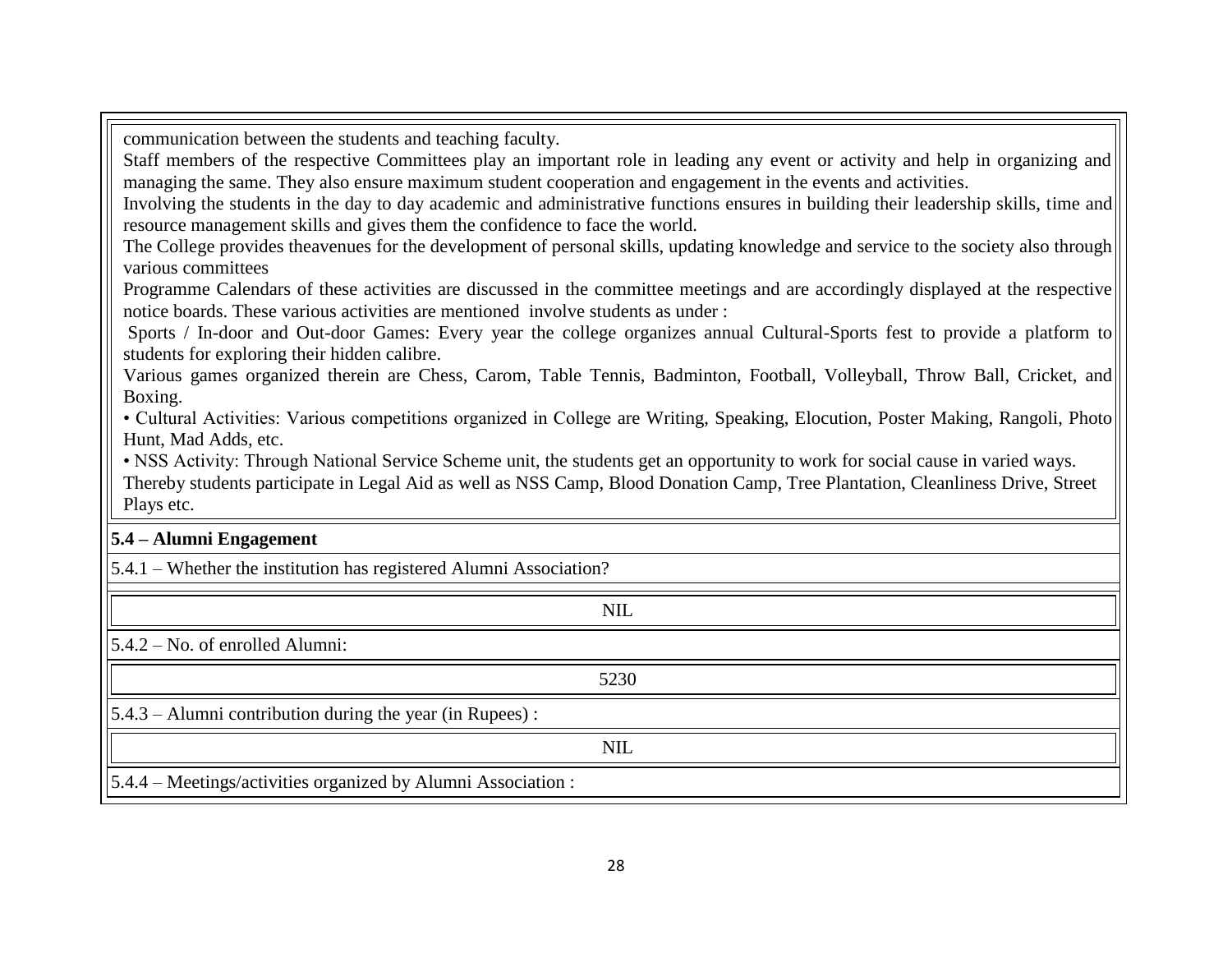communication between the students and teaching faculty.

Staff members of the respective Committees play an important role in leading any event or activity and help in organizing and managing the same. They also ensure maximum student cooperation and engagement in the events and activities.

Involving the students in the day to day academic and administrative functions ensures in building their leadership skills, time and resource management skills and gives them the confidence to face the world.

The College provides theavenues for the development of personal skills, updating knowledge and service to the society also through various committees

Programme Calendars of these activities are discussed in the committee meetings and are accordingly displayed at the respective notice boards. These various activities are mentioned involve students as under :

Sports / In-door and Out-door Games: Every year the college organizes annual Cultural-Sports fest to provide a platform to students for exploring their hidden calibre.

Various games organized therein are Chess, Carom, Table Tennis, Badminton, Football, Volleyball, Throw Ball, Cricket, and Boxing.

• Cultural Activities: Various competitions organized in College are Writing, Speaking, Elocution, Poster Making, Rangoli, Photo Hunt, Mad Adds, etc.

• NSS Activity: Through National Service Scheme unit, the students get an opportunity to work for social cause in varied ways. Thereby students participate in Legal Aid as well as NSS Camp, Blood Donation Camp, Tree Plantation, Cleanliness Drive, Street Plays etc.

**5.4 – Alumni Engagement**

5.4.1 – Whether the institution has registered Alumni Association?

NIL

5.4.2 – No. of enrolled Alumni:

5230

5.4.3 – Alumni contribution during the year (in Rupees) :

NIL

5.4.4 – Meetings/activities organized by Alumni Association :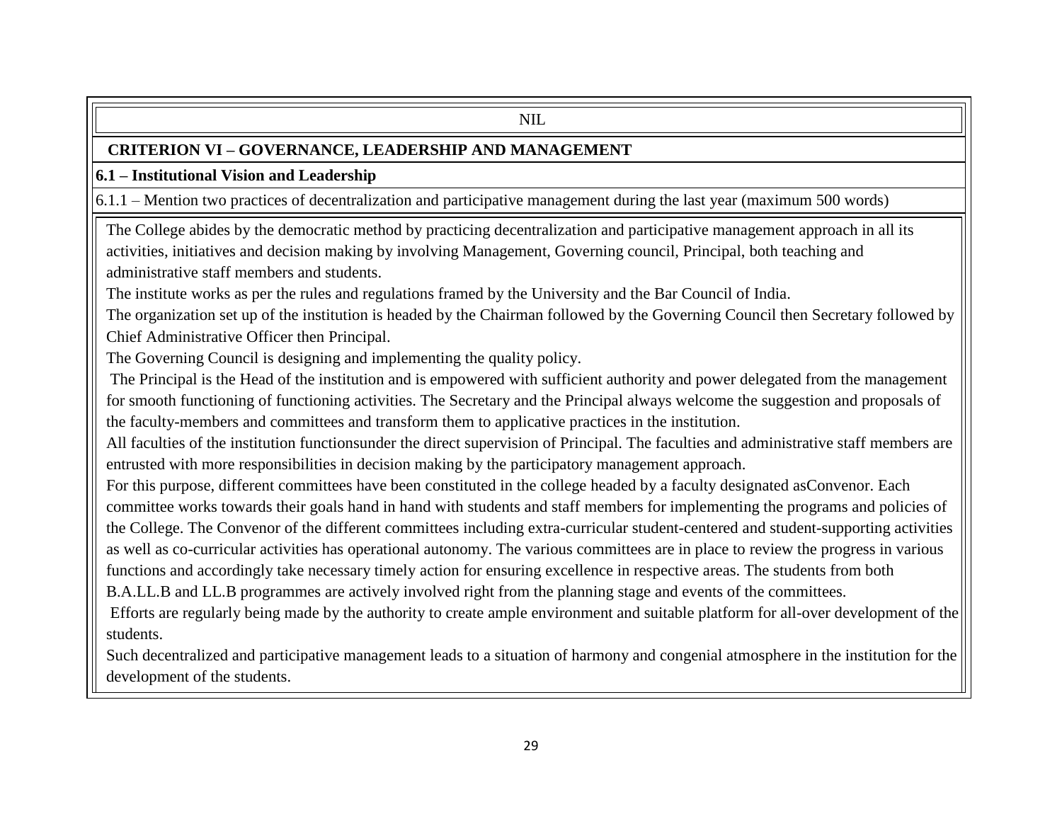NIL

**CRITERION VI – GOVERNANCE, LEADERSHIP AND MANAGEMENT**

**6.1 – Institutional Vision and Leadership**

6.1.1 – Mention two practices of decentralization and participative management during the last year (maximum 500 words)

The College abides by the democratic method by practicing decentralization and participative management approach in all its activities, initiatives and decision making by involving Management, Governing council, Principal, both teaching and administrative staff members and students.

The institute works as per the rules and regulations framed by the University and the Bar Council of India.

The organization set up of the institution is headed by the Chairman followed by the Governing Council then Secretary followed by Chief Administrative Officer then Principal.

The Governing Council is designing and implementing the quality policy.

The Principal is the Head of the institution and is empowered with sufficient authority and power delegated from the management for smooth functioning of functioning activities. The Secretary and the Principal always welcome the suggestion and proposals of the faculty-members and committees and transform them to applicative practices in the institution.

All faculties of the institution functionsunder the direct supervision of Principal. The faculties and administrative staff members are entrusted with more responsibilities in decision making by the participatory management approach.

For this purpose, different committees have been constituted in the college headed by a faculty designated asConvenor. Each committee works towards their goals hand in hand with students and staff members for implementing the programs and policies of the College. The Convenor of the different committees including extra-curricular student-centered and student-supporting activities as well as co-curricular activities has operational autonomy. The various committees are in place to review the progress in various functions and accordingly take necessary timely action for ensuring excellence in respective areas. The students from both B.A.LL.B and LL.B programmes are actively involved right from the planning stage and events of the committees.

Efforts are regularly being made by the authority to create ample environment and suitable platform for all-over development of the students.

Such decentralized and participative management leads to a situation of harmony and congenial atmosphere in the institution for the development of the students.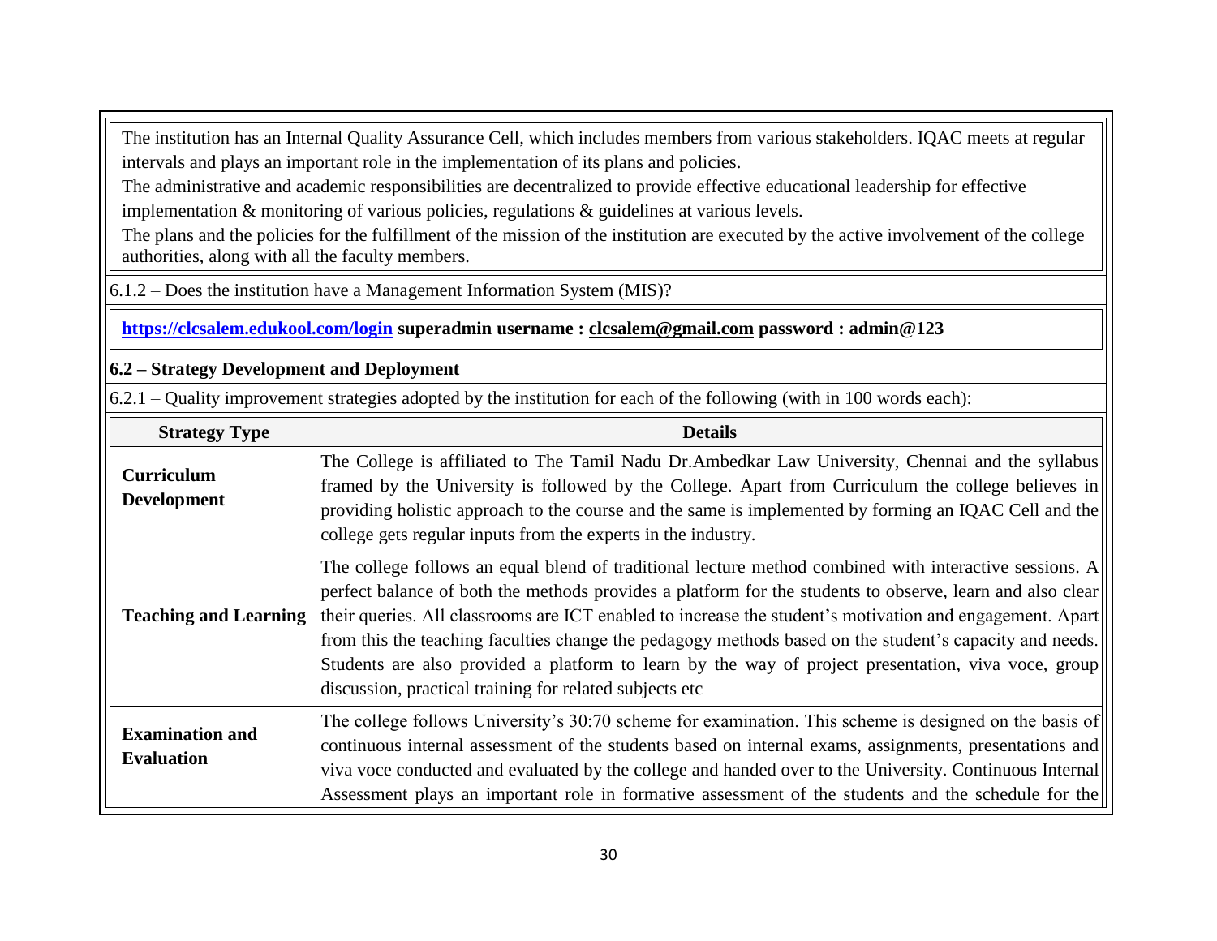The institution has an Internal Quality Assurance Cell, which includes members from various stakeholders. IQAC meets at regular intervals and plays an important role in the implementation of its plans and policies.

The administrative and academic responsibilities are decentralized to provide effective educational leadership for effective implementation & monitoring of various policies, regulations & guidelines at various levels.

The plans and the policies for the fulfillment of the mission of the institution are executed by the active involvement of the college authorities, along with all the faculty members.

6.1.2 – Does the institution have a Management Information System (MIS)?

**https://clcsalem.edukool.com/login superadmin username : clcsalem@gmail.com password : admin@123**

**6.2 – Strategy Development and Deployment**

6.2.1 – Quality improvement strategies adopted by the institution for each of the following (with in 100 words each):

| Strategy Type | Details |
|---|---|
| **Curriculum Development** | The College is affiliated to The Tamil Nadu Dr.Ambedkar Law University, Chennai and the syllabus framed by the University is followed by the College. Apart from Curriculum the college believes in providing holistic approach to the course and the same is implemented by forming an IQAC Cell and the college gets regular inputs from the experts in the industry. |
| **Teaching and Learning** | The college follows an equal blend of traditional lecture method combined with interactive sessions. A perfect balance of both the methods provides a platform for the students to observe, learn and also clear their queries. All classrooms are ICT enabled to increase the student's motivation and engagement. Apart from this the teaching faculties change the pedagogy methods based on the student's capacity and needs. Students are also provided a platform to learn by the way of project presentation, viva voce, group discussion, practical training for related subjects etc |
| **Examination and Evaluation** | The college follows University's 30:70 scheme for examination. This scheme is designed on the basis of continuous internal assessment of the students based on internal exams, assignments, presentations and viva voce conducted and evaluated by the college and handed over to the University. Continuous Internal Assessment plays an important role in formative assessment of the students and the schedule for the |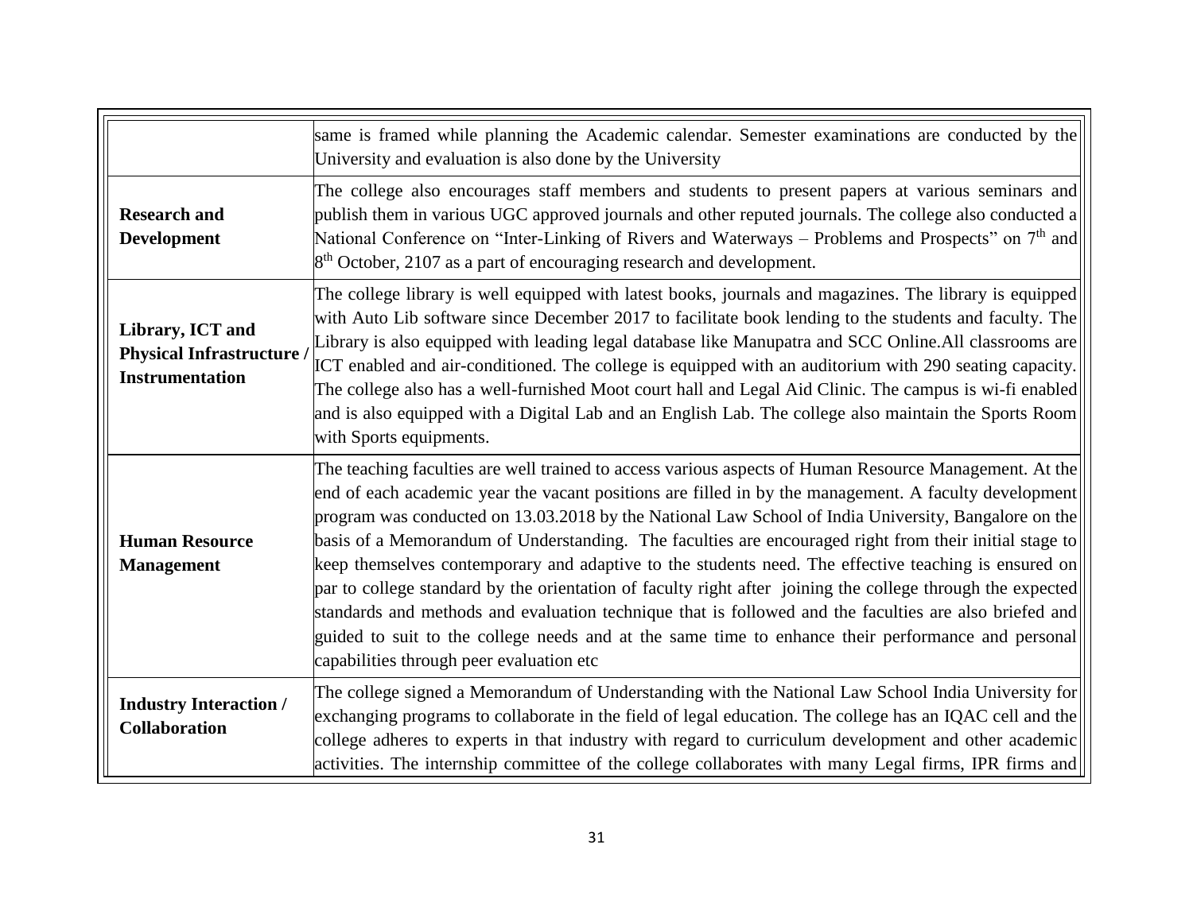|  |  |
|---|---|
|  | same is framed while planning the Academic calendar. Semester examinations are conducted by the University and evaluation is also done by the University |
| **Research and Development** | The college also encourages staff members and students to present papers at various seminars and publish them in various UGC approved journals and other reputed journals. The college also conducted a National Conference on "Inter-Linking of Rivers and Waterways – Problems and Prospects" on 7th and 8th October, 2107 as a part of encouraging research and development. |
| **Library, ICT and Physical Infrastructure / Instrumentation** | The college library is well equipped with latest books, journals and magazines. The library is equipped with Auto Lib software since December 2017 to facilitate book lending to the students and faculty. The Library is also equipped with leading legal database like Manupatra and SCC Online.All classrooms are ICT enabled and air-conditioned. The college is equipped with an auditorium with 290 seating capacity. The college also has a well-furnished Moot court hall and Legal Aid Clinic. The campus is wi-fi enabled and is also equipped with a Digital Lab and an English Lab. The college also maintain the Sports Room with Sports equipments. |
| **Human Resource Management** | The teaching faculties are well trained to access various aspects of Human Resource Management. At the end of each academic year the vacant positions are filled in by the management. A faculty development program was conducted on 13.03.2018 by the National Law School of India University, Bangalore on the basis of a Memorandum of Understanding. The faculties are encouraged right from their initial stage to keep themselves contemporary and adaptive to the students need. The effective teaching is ensured on par to college standard by the orientation of faculty right after joining the college through the expected standards and methods and evaluation technique that is followed and the faculties are also briefed and guided to suit to the college needs and at the same time to enhance their performance and personal capabilities through peer evaluation etc |
| **Industry Interaction / Collaboration** | The college signed a Memorandum of Understanding with the National Law School India University for exchanging programs to collaborate in the field of legal education. The college has an IQAC cell and the college adheres to experts in that industry with regard to curriculum development and other academic activities. The internship committee of the college collaborates with many Legal firms, IPR firms and |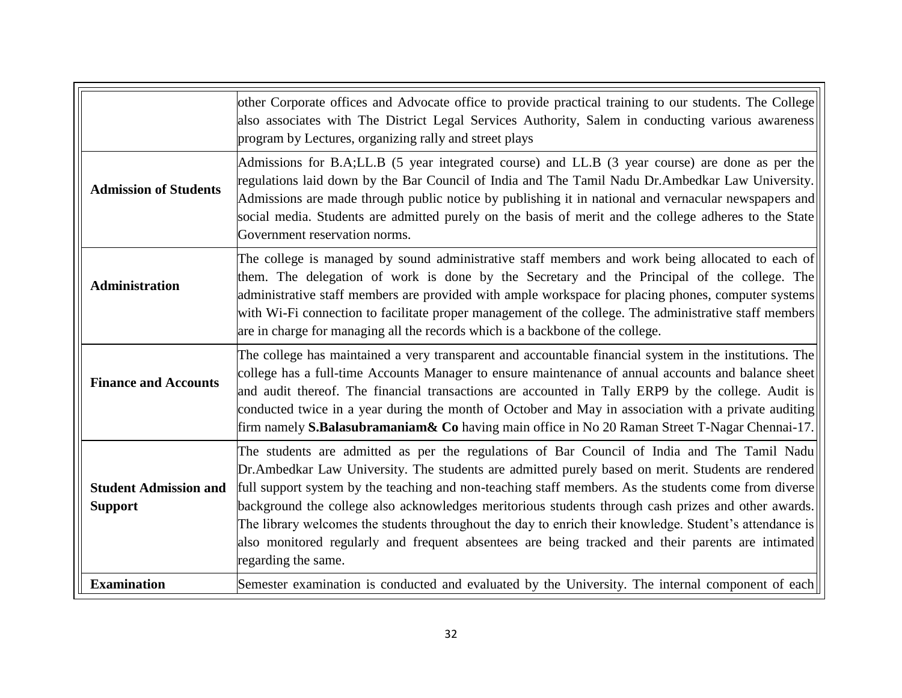| | |
|---|---|
| | other Corporate offices and Advocate office to provide practical training to our students. The College also associates with The District Legal Services Authority, Salem in conducting various awareness program by Lectures, organizing rally and street plays |
| **Admission of Students** | Admissions for B.A;LL.B (5 year integrated course) and LL.B (3 year course) are done as per the regulations laid down by the Bar Council of India and The Tamil Nadu Dr.Ambedkar Law University. Admissions are made through public notice by publishing it in national and vernacular newspapers and social media. Students are admitted purely on the basis of merit and the college adheres to the State Government reservation norms. |
| **Administration** | The college is managed by sound administrative staff members and work being allocated to each of them. The delegation of work is done by the Secretary and the Principal of the college. The administrative staff members are provided with ample workspace for placing phones, computer systems with Wi-Fi connection to facilitate proper management of the college. The administrative staff members are in charge for managing all the records which is a backbone of the college. |
| **Finance and Accounts** | The college has maintained a very transparent and accountable financial system in the institutions. The college has a full-time Accounts Manager to ensure maintenance of annual accounts and balance sheet and audit thereof. The financial transactions are accounted in Tally ERP9 by the college. Audit is conducted twice in a year during the month of October and May in association with a private auditing firm namely **S.Balasubramaniam& Co** having main office in No 20 Raman Street T-Nagar Chennai-17. |
| **Student Admission and Support** | The students are admitted as per the regulations of Bar Council of India and The Tamil Nadu Dr.Ambedkar Law University. The students are admitted purely based on merit. Students are rendered full support system by the teaching and non-teaching staff members. As the students come from diverse background the college also acknowledges meritorious students through cash prizes and other awards. The library welcomes the students throughout the day to enrich their knowledge. Student's attendance is also monitored regularly and frequent absentees are being tracked and their parents are intimated regarding the same. |
| **Examination** | Semester examination is conducted and evaluated by the University. The internal component of each |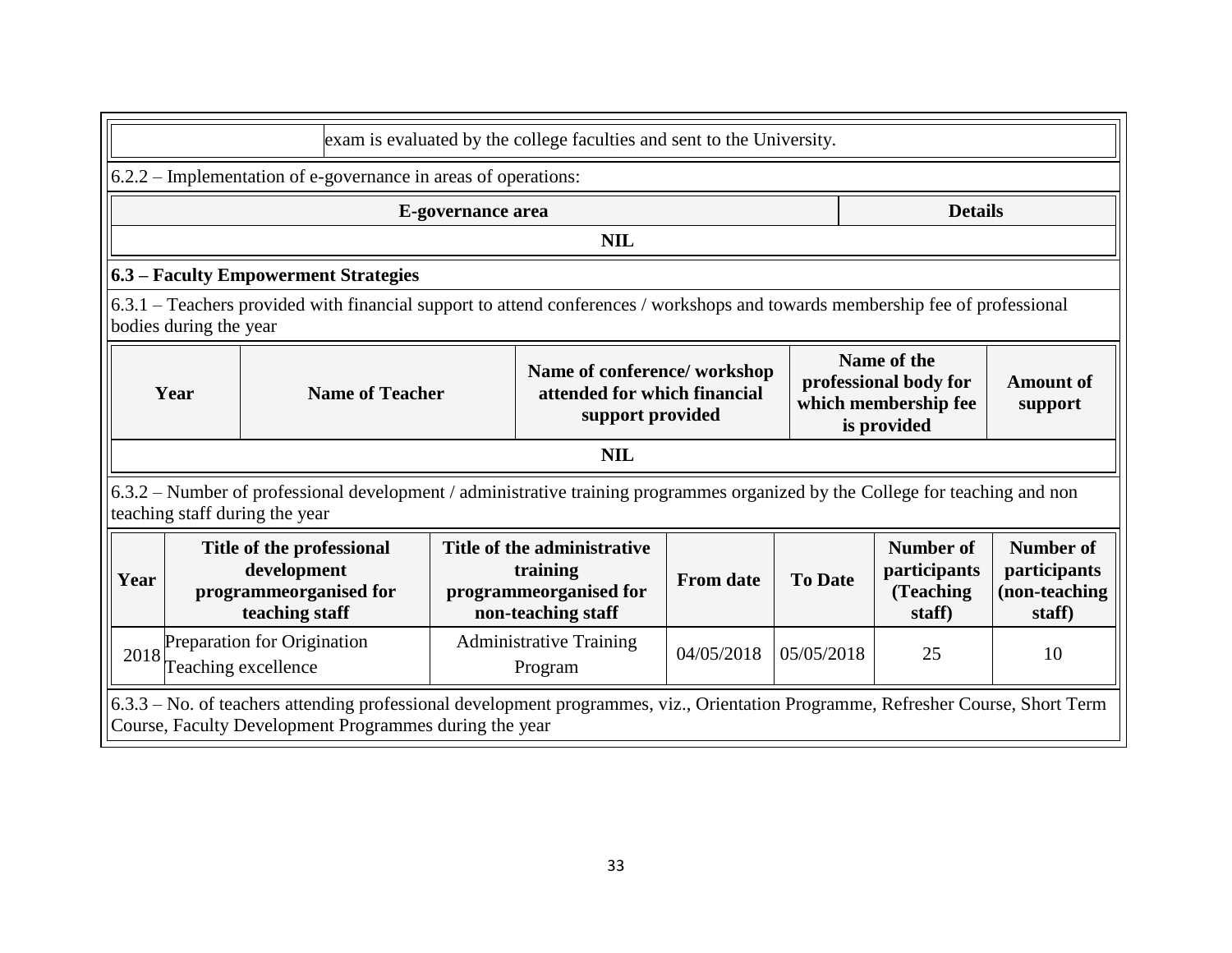| | exam is evaluated by the college faculties and sent to the University. |
|---|---|

6.2.2 – Implementation of e-governance in areas of operations:

| E-governance area | Details |
|---|---|
| **NIL** | |

**6.3 – Faculty Empowerment Strategies**

6.3.1 – Teachers provided with financial support to attend conferences / workshops and towards membership fee of professional bodies during the year

| Year | Name of Teacher | Name of conference/ workshop attended for which financial support provided | Name of the professional body for which membership fee is provided | Amount of support |
|---|---|---|---|---|
| **NIL** | | | | |

6.3.2 – Number of professional development / administrative training programmes organized by the College for teaching and non teaching staff during the year

| Year | Title of the professional development programmeorganised for teaching staff | Title of the administrative training programmeorganised for non-teaching staff | From date | To Date | Number of participants (Teaching staff) | Number of participants (non-teaching staff) |
|---|---|---|---|---|---|---|
| 2018 | Preparation for Origination Teaching excellence | Administrative Training Program | 04/05/2018 | 05/05/2018 | 25 | 10 |

6.3.3 – No. of teachers attending professional development programmes, viz., Orientation Programme, Refresher Course, Short Term Course, Faculty Development Programmes during the year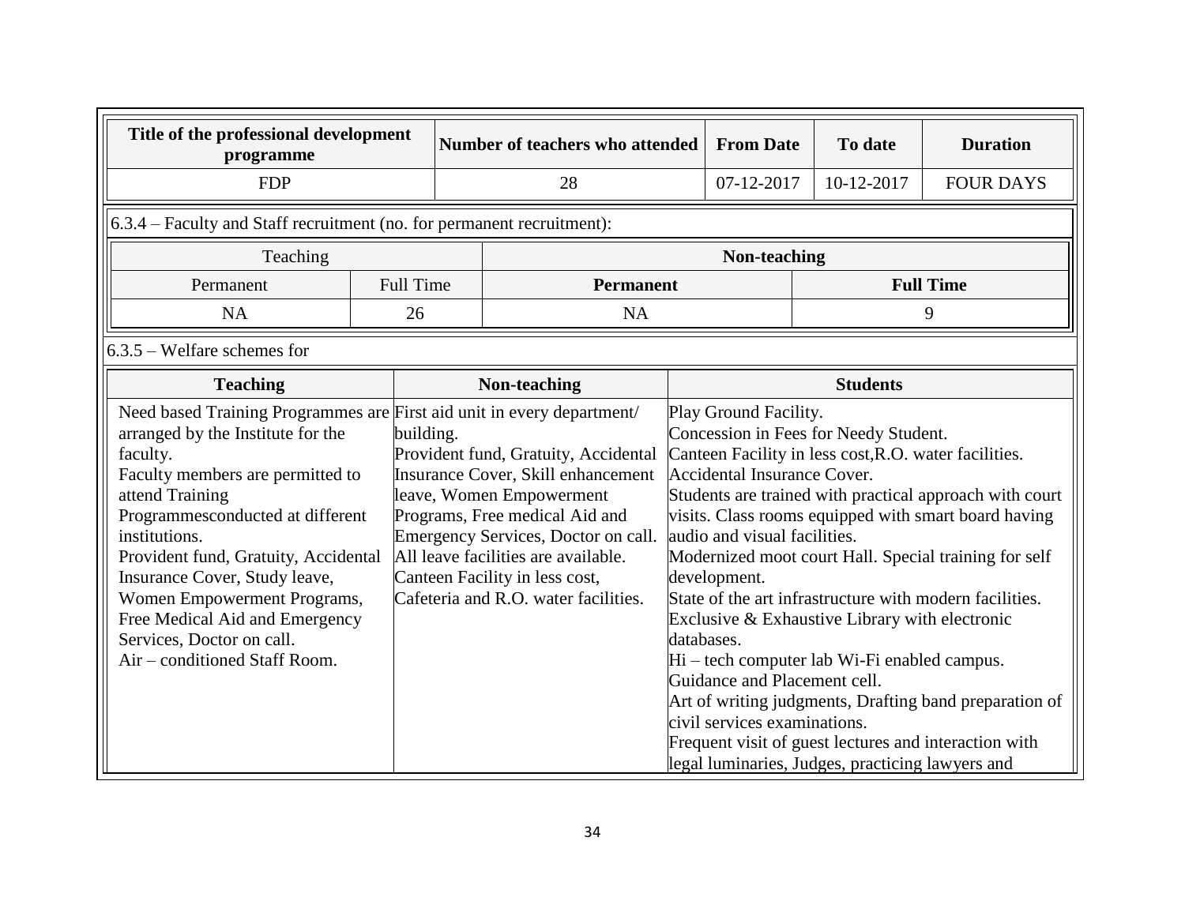| Title of the professional development programme | Number of teachers who attended | From Date | To date | Duration |
|---|---|---|---|---|
| FDP | 28 | 07-12-2017 | 10-12-2017 | FOUR DAYS |

6.3.4 – Faculty and Staff recruitment (no. for permanent recruitment):

| Teaching | | Non-teaching | |
|---|---|---|---|
| Permanent | Full Time | **Permanent** | **Full Time** |
| NA | 26 | NA | 9 |

6.3.5 – Welfare schemes for

| Teaching | Non-teaching | Students |
|---|---|---|
| Need based Training Programmes are arranged by the Institute for the faculty.<br>Faculty members are permitted to attend Training Programmesconducted at different institutions.<br>Provident fund, Gratuity, Accidental Insurance Cover, Study leave, Women Empowerment Programs, Free Medical Aid and Emergency Services, Doctor on call.<br>Air – conditioned Staff Room. | First aid unit in every department/ building.<br>Provident fund, Gratuity, Accidental Insurance Cover, Skill enhancement leave, Women Empowerment Programs, Free medical Aid and Emergency Services, Doctor on call.<br>All leave facilities are available.<br>Canteen Facility in less cost, Cafeteria and R.O. water facilities. | Play Ground Facility.<br>Concession in Fees for Needy Student.<br>Canteen Facility in less cost,R.O. water facilities.<br>Accidental Insurance Cover.<br>Students are trained with practical approach with court visits. Class rooms equipped with smart board having audio and visual facilities.<br>Modernized moot court Hall. Special training for self development.<br>State of the art infrastructure with modern facilities.<br>Exclusive & Exhaustive Library with electronic databases.<br>Hi – tech computer lab Wi-Fi enabled campus.<br>Guidance and Placement cell.<br>Art of writing judgments, Drafting band preparation of civil services examinations.<br>Frequent visit of guest lectures and interaction with legal luminaries, Judges, practicing lawyers and |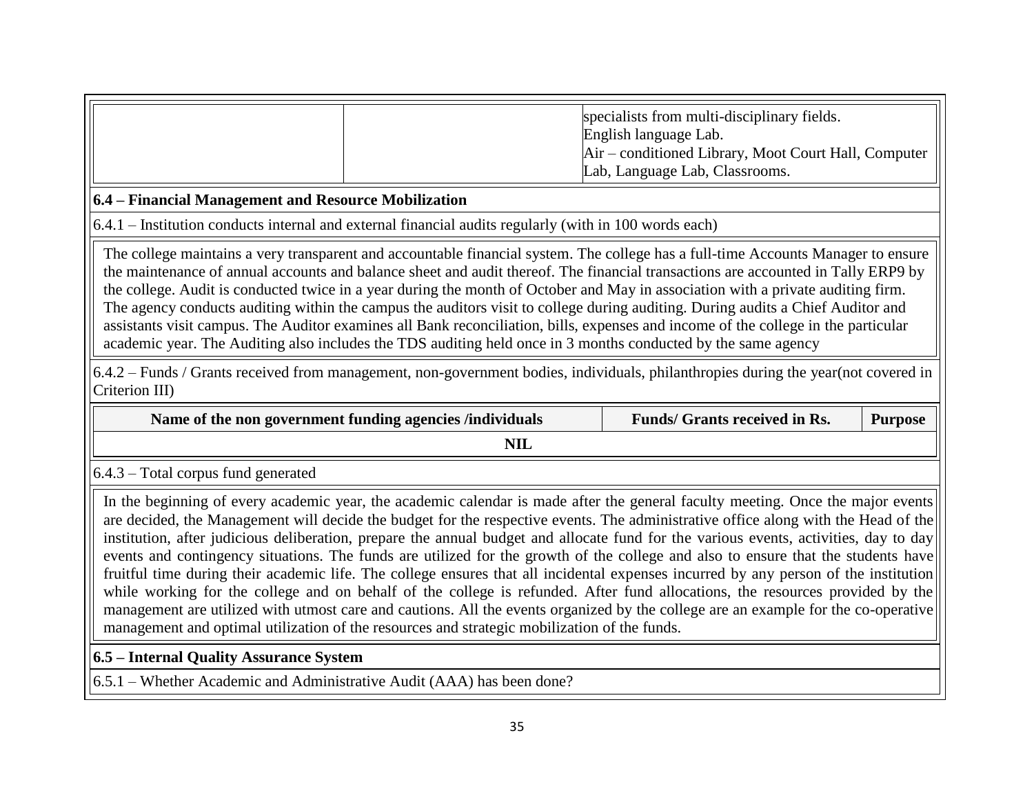| | | specialists from multi-disciplinary fields.<br>English language Lab.<br>Air – conditioned Library, Moot Court Hall, Computer Lab, Language Lab, Classrooms. |
|---|---|---|

**6.4 – Financial Management and Resource Mobilization**

6.4.1 – Institution conducts internal and external financial audits regularly (with in 100 words each)

The college maintains a very transparent and accountable financial system. The college has a full-time Accounts Manager to ensure the maintenance of annual accounts and balance sheet and audit thereof. The financial transactions are accounted in Tally ERP9 by the college. Audit is conducted twice in a year during the month of October and May in association with a private auditing firm. The agency conducts auditing within the campus the auditors visit to college during auditing. During audits a Chief Auditor and assistants visit campus. The Auditor examines all Bank reconciliation, bills, expenses and income of the college in the particular academic year. The Auditing also includes the TDS auditing held once in 3 months conducted by the same agency

6.4.2 – Funds / Grants received from management, non-government bodies, individuals, philanthropies during the year(not covered in Criterion III)

| Name of the non government funding agencies /individuals | Funds/ Grants received in Rs. | Purpose |
|---|---|---|
| NIL | | |

6.4.3 – Total corpus fund generated

In the beginning of every academic year, the academic calendar is made after the general faculty meeting. Once the major events are decided, the Management will decide the budget for the respective events. The administrative office along with the Head of the institution, after judicious deliberation, prepare the annual budget and allocate fund for the various events, activities, day to day events and contingency situations. The funds are utilized for the growth of the college and also to ensure that the students have fruitful time during their academic life. The college ensures that all incidental expenses incurred by any person of the institution while working for the college and on behalf of the college is refunded. After fund allocations, the resources provided by the management are utilized with utmost care and cautions. All the events organized by the college are an example for the co-operative management and optimal utilization of the resources and strategic mobilization of the funds.

**6.5 – Internal Quality Assurance System**

6.5.1 – Whether Academic and Administrative Audit (AAA) has been done?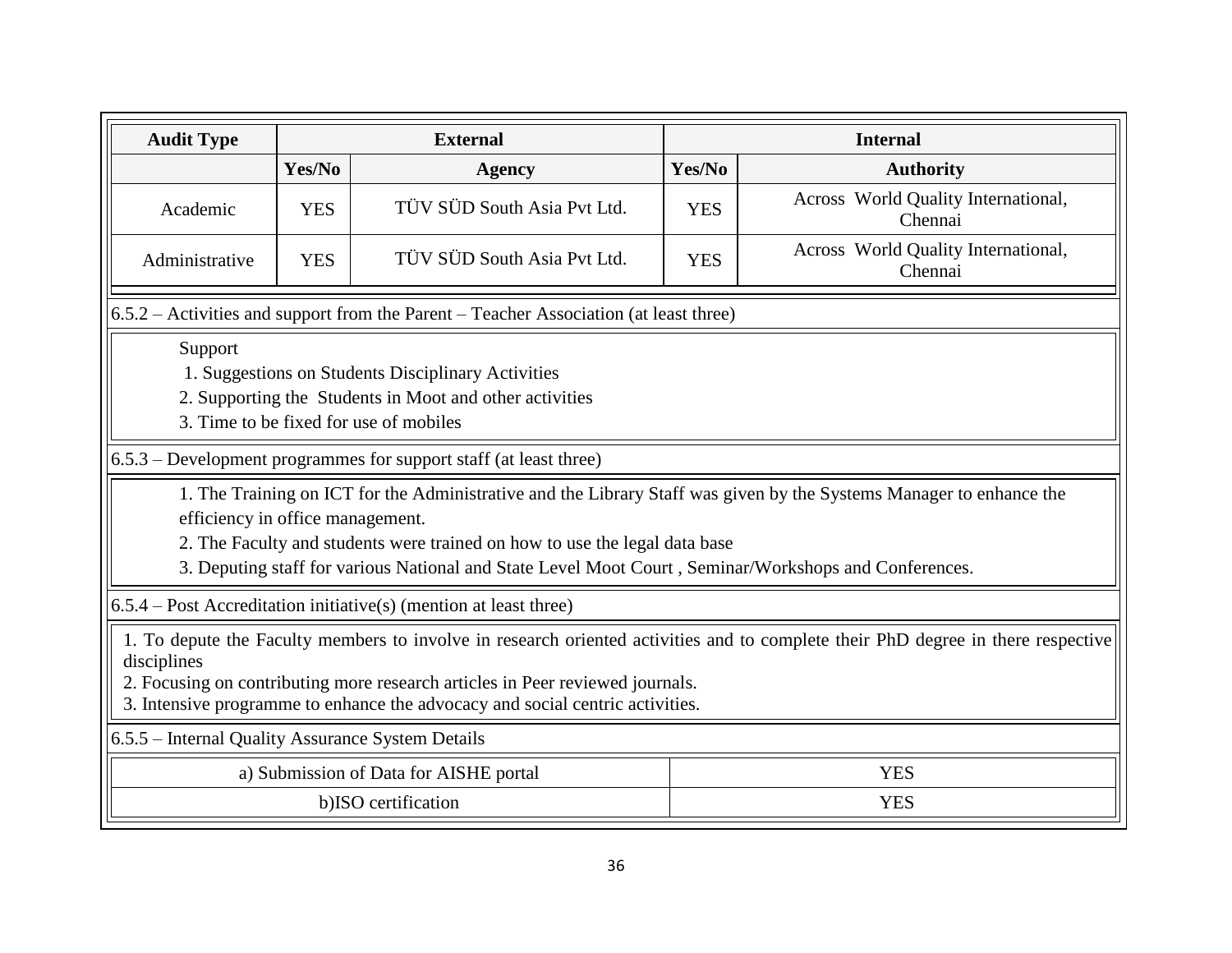| Audit Type | External | | Internal | |
|---|---|---|---|---|
| | Yes/No | Agency | Yes/No | Authority |
| Academic | YES | TÜV SÜD South Asia Pvt Ltd. | YES | Across World Quality International, Chennai |
| Administrative | YES | TÜV SÜD South Asia Pvt Ltd. | YES | Across World Quality International, Chennai |

6.5.2 – Activities and support from the Parent – Teacher Association (at least three)

Support

1. Suggestions on Students Disciplinary Activities
2. Supporting the Students in Moot and other activities
3. Time to be fixed for use of mobiles

6.5.3 – Development programmes for support staff (at least three)

1. The Training on ICT for the Administrative and the Library Staff was given by the Systems Manager to enhance the efficiency in office management.
2. The Faculty and students were trained on how to use the legal data base
3. Deputing staff for various National and State Level Moot Court , Seminar/Workshops and Conferences.

6.5.4 – Post Accreditation initiative(s) (mention at least three)

1. To depute the Faculty members to involve in research oriented activities and to complete their PhD degree in there respective disciplines
2. Focusing on contributing more research articles in Peer reviewed journals.
3. Intensive programme to enhance the advocacy and social centric activities.

6.5.5 – Internal Quality Assurance System Details

| | |
|---|---|
| a) Submission of Data for AISHE portal | YES |
| b)ISO certification | YES |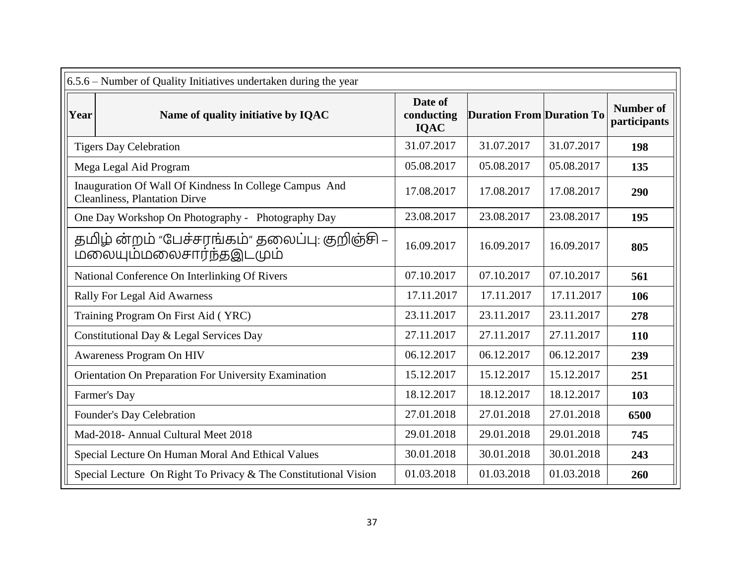6.5.6 – Number of Quality Initiatives undertaken during the year

| Year | Name of quality initiative by IQAC | Date of conducting IQAC | Duration From | Duration To | Number of participants |
|---|---|---|---|---|---|
| | Tigers Day Celebration | 31.07.2017 | 31.07.2017 | 31.07.2017 | **198** |
| | Mega Legal Aid Program | 05.08.2017 | 05.08.2017 | 05.08.2017 | **135** |
| | Inauguration Of Wall Of Kindness In College Campus And Cleanliness, Plantation Dirve | 17.08.2017 | 17.08.2017 | 17.08.2017 | **290** |
| | One Day Workshop On Photography - Photography Day | 23.08.2017 | 23.08.2017 | 23.08.2017 | **195** |
| | தமிழ் ன்றம் "பேச்சரங்கம்" தலைப்பு: குறிஞ்சி – மலையும்மலைசார்ந்தஇடமும் | 16.09.2017 | 16.09.2017 | 16.09.2017 | **805** |
| | National Conference On Interlinking Of Rivers | 07.10.2017 | 07.10.2017 | 07.10.2017 | **561** |
| | Rally For Legal Aid Awarness | 17.11.2017 | 17.11.2017 | 17.11.2017 | **106** |
| | Training Program On First Aid ( YRC) | 23.11.2017 | 23.11.2017 | 23.11.2017 | **278** |
| | Constitutional Day & Legal Services Day | 27.11.2017 | 27.11.2017 | 27.11.2017 | **110** |
| | Awareness Program On HIV | 06.12.2017 | 06.12.2017 | 06.12.2017 | **239** |
| | Orientation On Preparation For University Examination | 15.12.2017 | 15.12.2017 | 15.12.2017 | **251** |
| | Farmer's Day | 18.12.2017 | 18.12.2017 | 18.12.2017 | **103** |
| | Founder's Day Celebration | 27.01.2018 | 27.01.2018 | 27.01.2018 | **6500** |
| | Mad-2018- Annual Cultural Meet 2018 | 29.01.2018 | 29.01.2018 | 29.01.2018 | **745** |
| | Special Lecture On Human Moral And Ethical Values | 30.01.2018 | 30.01.2018 | 30.01.2018 | **243** |
| | Special Lecture On Right To Privacy & The Constitutional Vision | 01.03.2018 | 01.03.2018 | 01.03.2018 | **260** |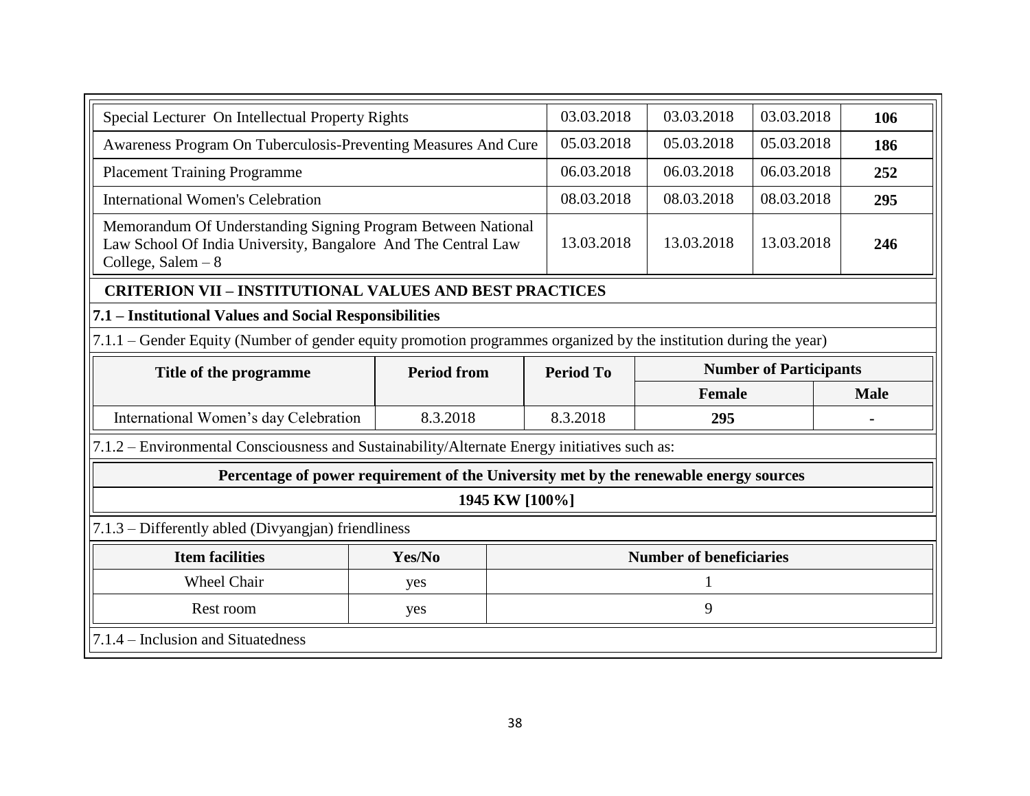| | | | | |
|---|---|---|---|---|
| Special Lecturer On Intellectual Property Rights | 03.03.2018 | 03.03.2018 | 03.03.2018 | **106** |
| Awareness Program On Tuberculosis-Preventing Measures And Cure | 05.03.2018 | 05.03.2018 | 05.03.2018 | **186** |
| Placement Training Programme | 06.03.2018 | 06.03.2018 | 06.03.2018 | **252** |
| International Women's Celebration | 08.03.2018 | 08.03.2018 | 08.03.2018 | **295** |
| Memorandum Of Understanding Signing Program Between National Law School Of India University, Bangalore And The Central Law College, Salem – 8 | 13.03.2018 | 13.03.2018 | 13.03.2018 | **246** |

## CRITERION VII – INSTITUTIONAL VALUES AND BEST PRACTICES

### 7.1 – Institutional Values and Social Responsibilities

7.1.1 – Gender Equity (Number of gender equity promotion programmes organized by the institution during the year)

| Title of the programme | Period from | Period To | Number of Participants | |
|---|---|---|---|---|
| | | | Female | Male |
| International Women's day Celebration | 8.3.2018 | 8.3.2018 | **295** | **-** |

7.1.2 – Environmental Consciousness and Sustainability/Alternate Energy initiatives such as:

| Percentage of power requirement of the University met by the renewable energy sources |
|---|
| **1945 KW [100%]** |

7.1.3 – Differently abled (Divyangjan) friendliness

| Item facilities | Yes/No | Number of beneficiaries |
|---|---|---|
| Wheel Chair | yes | 1 |
| Rest room | yes | 9 |

7.1.4 – Inclusion and Situatedness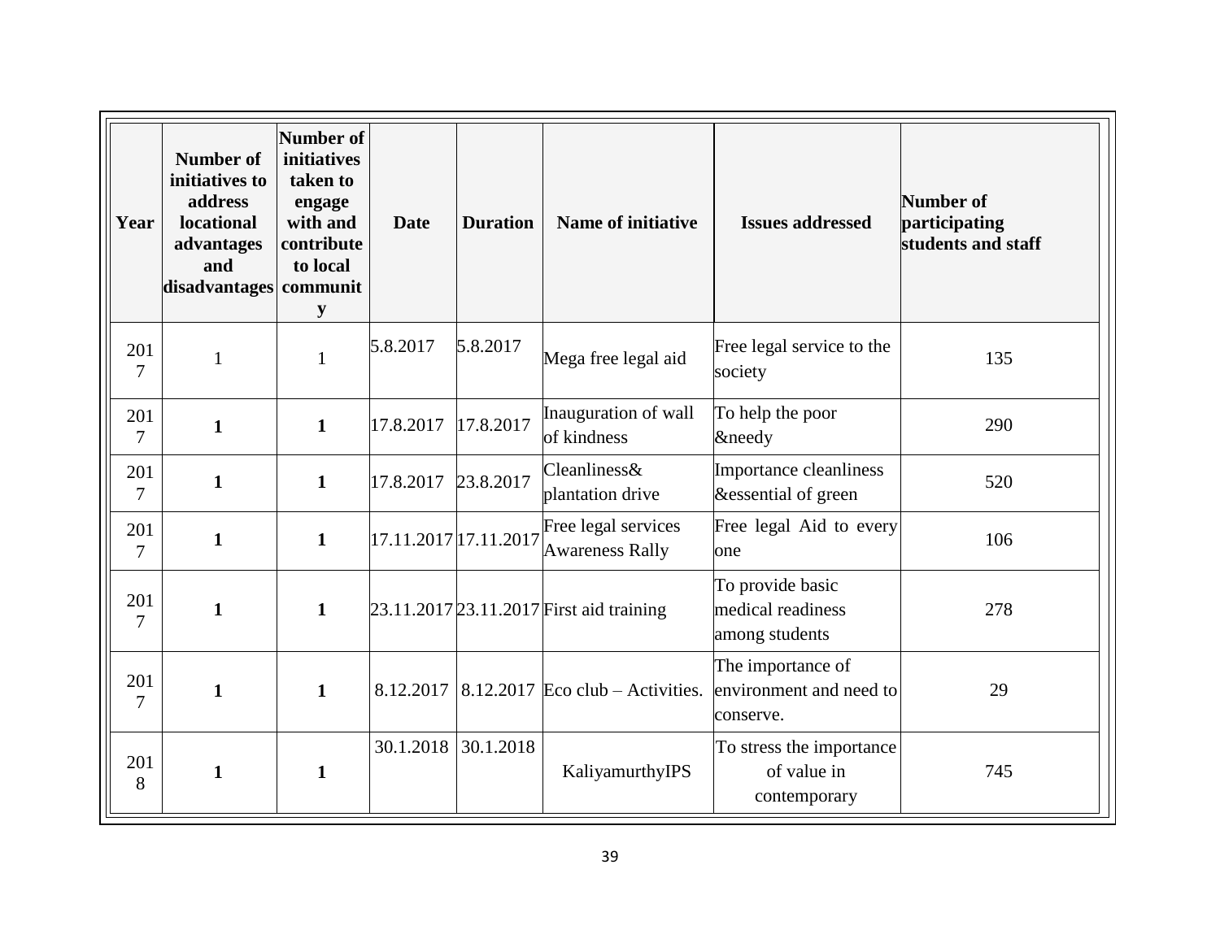| Year | Number of initiatives to address locational advantages and disadvantages | Number of initiatives taken to engage with and contribute to local community | Date | Duration | Name of initiative | Issues addressed | Number of participating students and staff |
|---|---|---|---|---|---|---|---|
| 2017 | 1 | 1 | 5.8.2017 | 5.8.2017 | Mega free legal aid | Free legal service to the society | 135 |
| 2017 | **1** | **1** | 17.8.2017 | 17.8.2017 | Inauguration of wall of kindness | To help the poor &needy | 290 |
| 2017 | **1** | **1** | 17.8.2017 | 23.8.2017 | Cleanliness& plantation drive | Importance cleanliness &essential of green | 520 |
| 2017 | **1** | **1** | 17.11.2017 | 17.11.2017 | Free legal services Awareness Rally | Free legal Aid to every one | 106 |
| 2017 | **1** | **1** | 23.11.2017 | 23.11.2017 | First aid training | To provide basic medical readiness among students | 278 |
| 2017 | **1** | **1** | 8.12.2017 | 8.12.2017 | Eco club – Activities. | The importance of environment and need to conserve. | 29 |
| 2018 | **1** | **1** | 30.1.2018 | 30.1.2018 | KaliyamurthyIPS | To stress the importance of value in contemporary | 745 |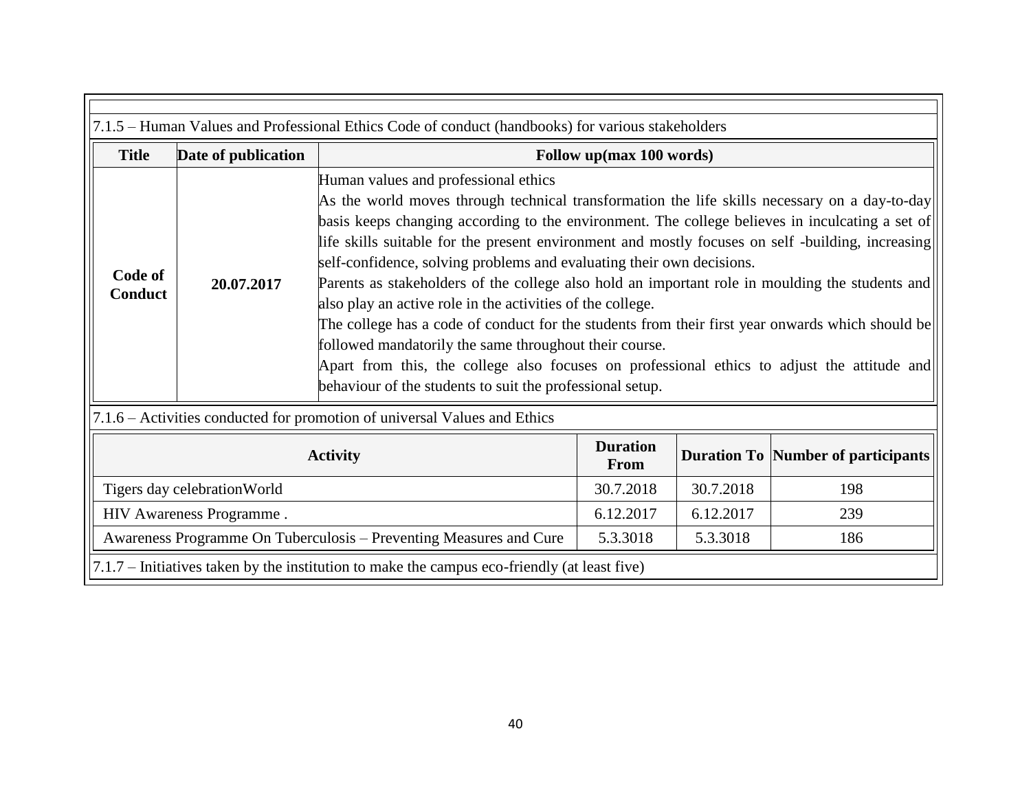7.1.5 – Human Values and Professional Ethics Code of conduct (handbooks) for various stakeholders

| Title | Date of publication | Follow up(max 100 words) |
|---|---|---|
| **Code of Conduct** | **20.07.2017** | Human values and professional ethics<br>As the world moves through technical transformation the life skills necessary on a day-to-day basis keeps changing according to the environment. The college believes in inculcating a set of life skills suitable for the present environment and mostly focuses on self -building, increasing self-confidence, solving problems and evaluating their own decisions.<br>Parents as stakeholders of the college also hold an important role in moulding the students and also play an active role in the activities of the college.<br>The college has a code of conduct for the students from their first year onwards which should be followed mandatorily the same throughout their course.<br>Apart from this, the college also focuses on professional ethics to adjust the attitude and behaviour of the students to suit the professional setup. |

7.1.6 – Activities conducted for promotion of universal Values and Ethics

| Activity | Duration From | Duration To | Number of participants |
|---|---|---|---|
| Tigers day celebrationWorld | 30.7.2018 | 30.7.2018 | 198 |
| HIV Awareness Programme . | 6.12.2017 | 6.12.2017 | 239 |
| Awareness Programme On Tuberculosis – Preventing Measures and Cure | 5.3.3018 | 5.3.3018 | 186 |

7.1.7 – Initiatives taken by the institution to make the campus eco-friendly (at least five)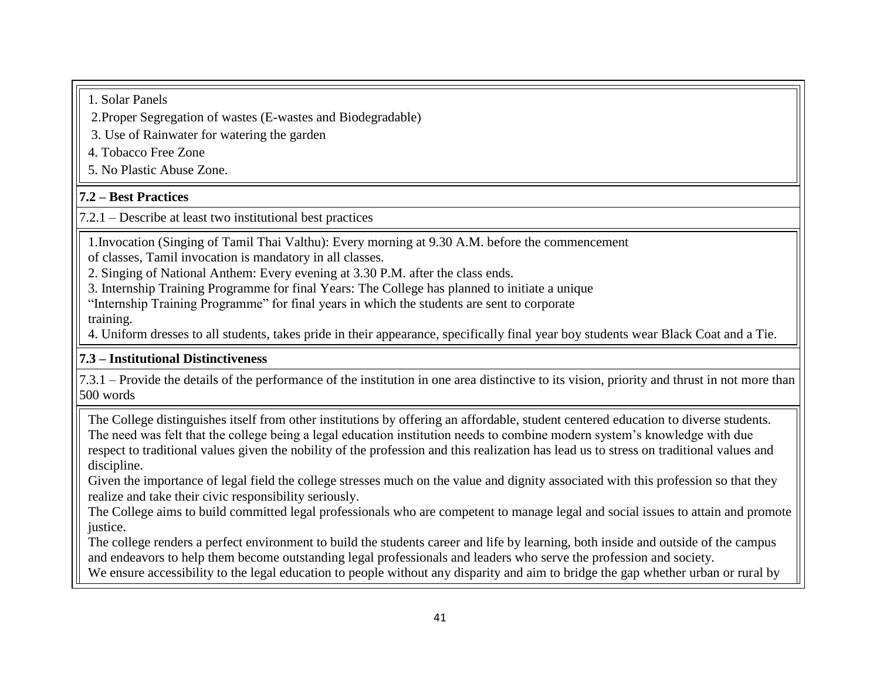1. Solar Panels

2.Proper Segregation of wastes (E-wastes and Biodegradable)

3. Use of Rainwater for watering the garden

4. Tobacco Free Zone

5. No Plastic Abuse Zone.

**7.2 – Best Practices**

7.2.1 – Describe at least two institutional best practices

1.Invocation (Singing of Tamil Thai Valthu): Every morning at 9.30 A.M. before the commencement of classes, Tamil invocation is mandatory in all classes.

2. Singing of National Anthem: Every evening at 3.30 P.M. after the class ends.

3. Internship Training Programme for final Years: The College has planned to initiate a unique "Internship Training Programme" for final years in which the students are sent to corporate training.

4. Uniform dresses to all students, takes pride in their appearance, specifically final year boy students wear Black Coat and a Tie.

**7.3 – Institutional Distinctiveness**

7.3.1 – Provide the details of the performance of the institution in one area distinctive to its vision, priority and thrust in not more than 500 words

The College distinguishes itself from other institutions by offering an affordable, student centered education to diverse students. The need was felt that the college being a legal education institution needs to combine modern system's knowledge with due respect to traditional values given the nobility of the profession and this realization has lead us to stress on traditional values and discipline.

Given the importance of legal field the college stresses much on the value and dignity associated with this profession so that they realize and take their civic responsibility seriously.

The College aims to build committed legal professionals who are competent to manage legal and social issues to attain and promote justice.

The college renders a perfect environment to build the students career and life by learning, both inside and outside of the campus and endeavors to help them become outstanding legal professionals and leaders who serve the profession and society.

We ensure accessibility to the legal education to people without any disparity and aim to bridge the gap whether urban or rural by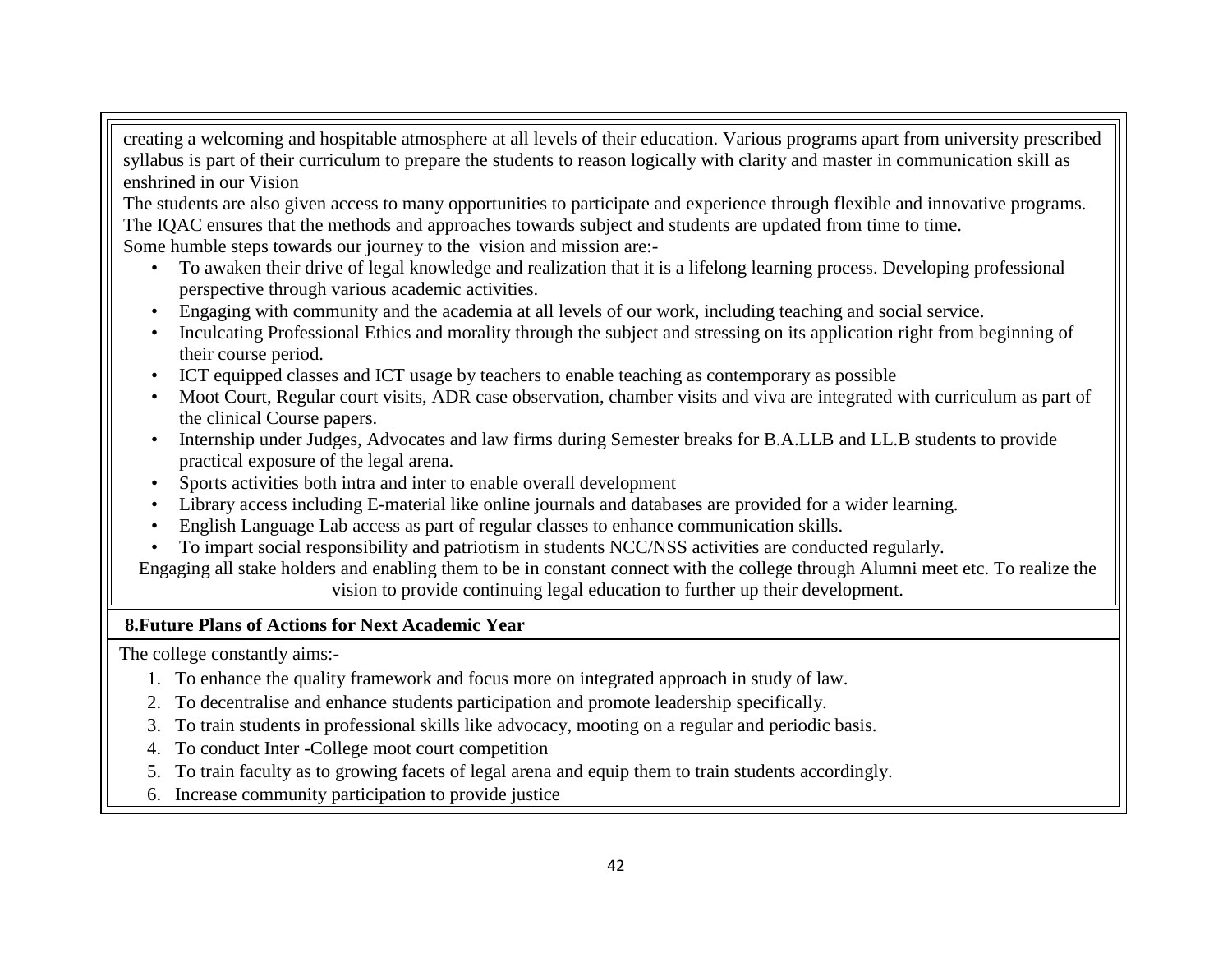creating a welcoming and hospitable atmosphere at all levels of their education. Various programs apart from university prescribed syllabus is part of their curriculum to prepare the students to reason logically with clarity and master in communication skill as enshrined in our Vision

The students are also given access to many opportunities to participate and experience through flexible and innovative programs. The IQAC ensures that the methods and approaches towards subject and students are updated from time to time.

Some humble steps towards our journey to the vision and mission are:-

- To awaken their drive of legal knowledge and realization that it is a lifelong learning process. Developing professional perspective through various academic activities.
- Engaging with community and the academia at all levels of our work, including teaching and social service.
- Inculcating Professional Ethics and morality through the subject and stressing on its application right from beginning of their course period.
- ICT equipped classes and ICT usage by teachers to enable teaching as contemporary as possible
- Moot Court, Regular court visits, ADR case observation, chamber visits and viva are integrated with curriculum as part of the clinical Course papers.
- Internship under Judges, Advocates and law firms during Semester breaks for B.A.LLB and LL.B students to provide practical exposure of the legal arena.
- Sports activities both intra and inter to enable overall development
- Library access including E-material like online journals and databases are provided for a wider learning.
- English Language Lab access as part of regular classes to enhance communication skills.
- To impart social responsibility and patriotism in students NCC/NSS activities are conducted regularly.

Engaging all stake holders and enabling them to be in constant connect with the college through Alumni meet etc. To realize the vision to provide continuing legal education to further up their development.

**8.Future Plans of Actions for Next Academic Year**

The college constantly aims:-

1. To enhance the quality framework and focus more on integrated approach in study of law.
2. To decentralise and enhance students participation and promote leadership specifically.
3. To train students in professional skills like advocacy, mooting on a regular and periodic basis.
4. To conduct Inter -College moot court competition
5. To train faculty as to growing facets of legal arena and equip them to train students accordingly.
6. Increase community participation to provide justice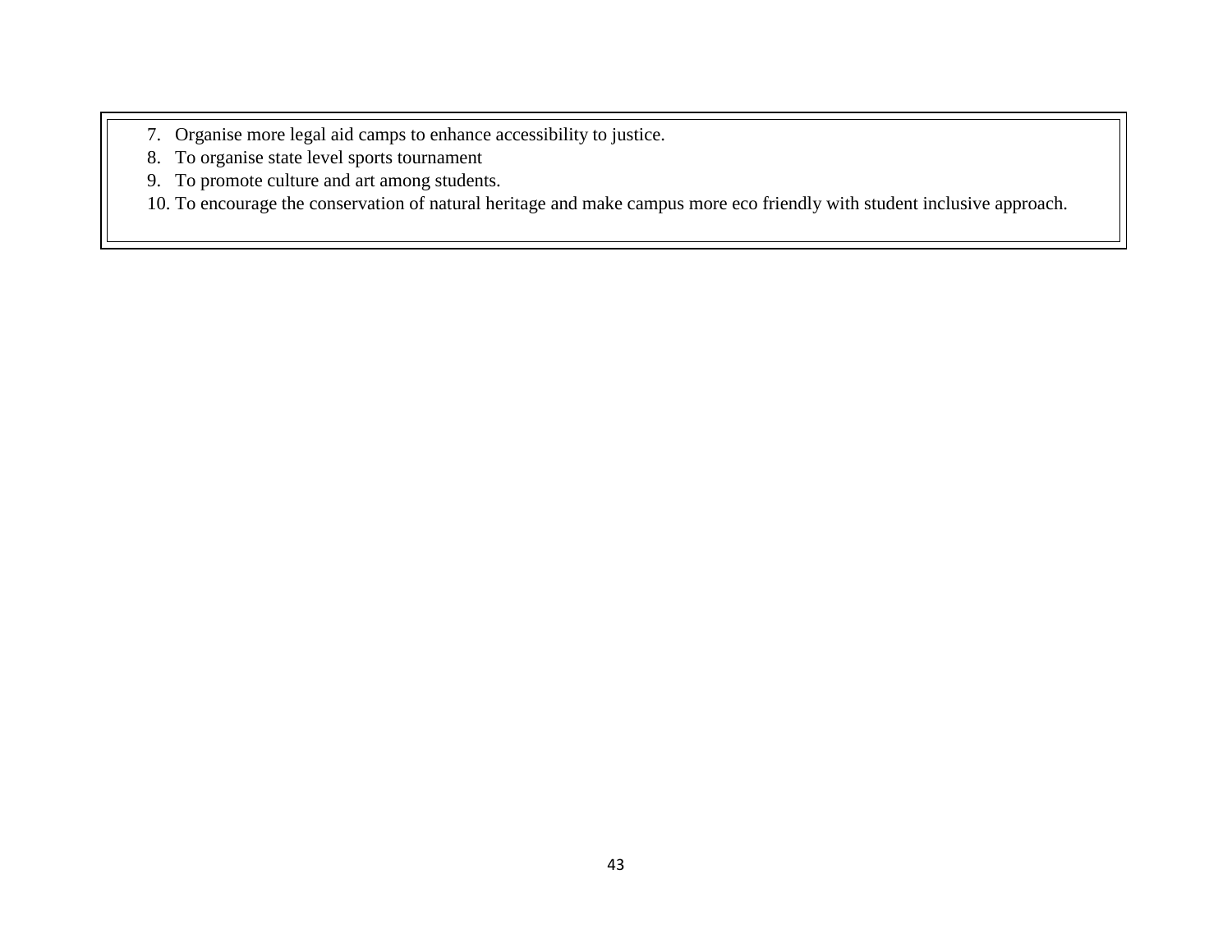7. Organise more legal aid camps to enhance accessibility to justice.
8. To organise state level sports tournament
9. To promote culture and art among students.
10. To encourage the conservation of natural heritage and make campus more eco friendly with student inclusive approach.